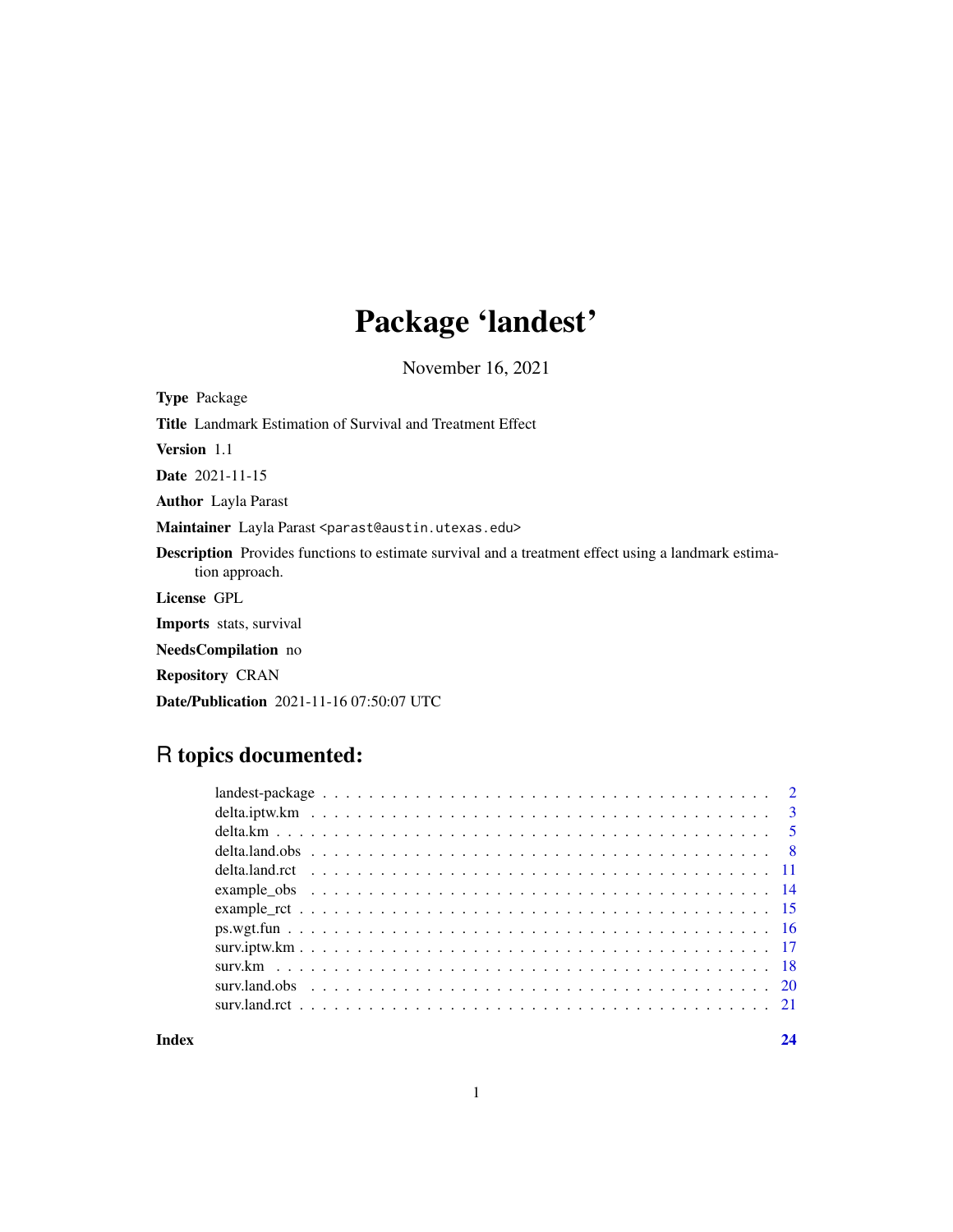# Package 'landest'

November 16, 2021

**Type** Package

**Title** Landmark Estimation of Survival and Treatment Effect

**Version** 1.1

**Date** 2021-11-15

**Author** Layla Parast

**Maintainer** Layla Parast <parast@austin.utexas.edu>

**Description** Provides functions to estimate survival and a treatment effect using a landmark estimation approach.

**License** GPL

**Imports** stats, survival

**NeedsCompilation** no

**Repository** CRAN

**Date/Publication** 2021-11-16 07:50:07 UTC

## R topics documented:

| | |
|---|---|
| landest-package | 2 |
| delta.iptw.km | 3 |
| delta.km | 5 |
| delta.land.obs | 8 |
| delta.land.rct | 11 |
| example_obs | 14 |
| example_rct | 15 |
| ps.wgt.fun | 16 |
| surv.iptw.km | 17 |
| surv.km | 18 |
| surv.land.obs | 20 |
| surv.land.rct | 21 |
| **Index** | **24** |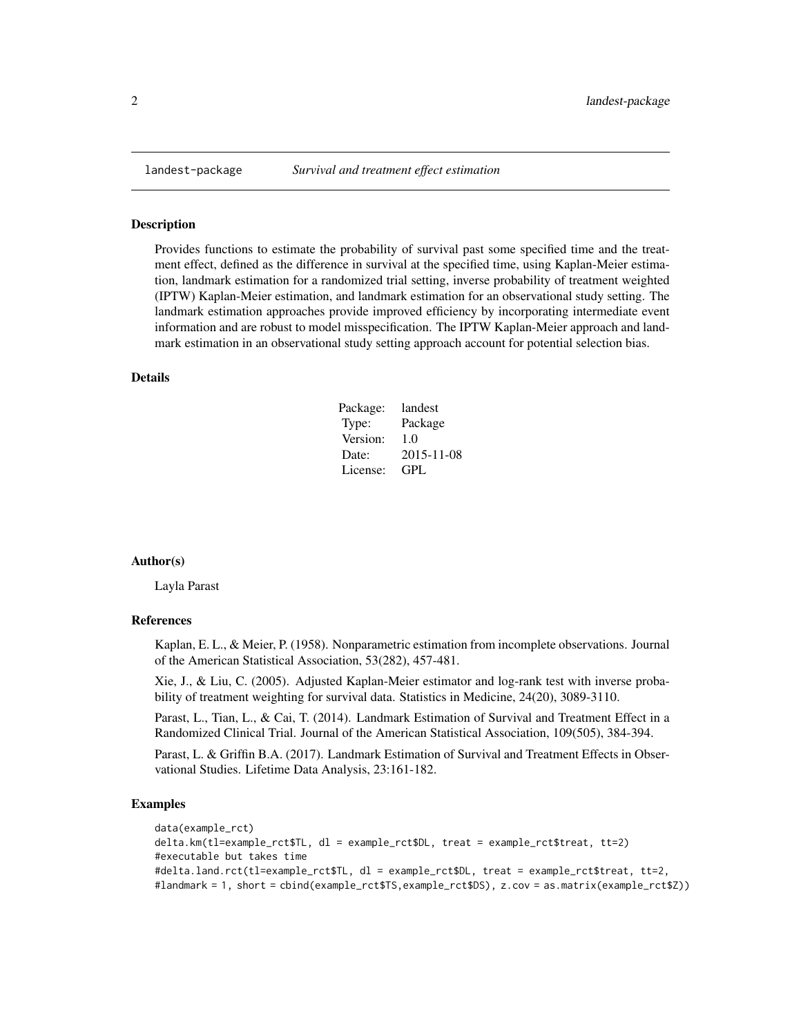# landest-package *Survival and treatment effect estimation*

## Description

Provides functions to estimate the probability of survival past some specified time and the treatment effect, defined as the difference in survival at the specified time, using Kaplan-Meier estimation, landmark estimation for a randomized trial setting, inverse probability of treatment weighted (IPTW) Kaplan-Meier estimation, and landmark estimation for an observational study setting. The landmark estimation approaches provide improved efficiency by incorporating intermediate event information and are robust to model misspecification. The IPTW Kaplan-Meier approach and landmark estimation in an observational study setting approach account for potential selection bias.

## Details

| | |
|---|---|
| Package: | landest |
| Type: | Package |
| Version: | 1.0 |
| Date: | 2015-11-08 |
| License: | GPL |

## Author(s)

Layla Parast

## References

Kaplan, E. L., & Meier, P. (1958). Nonparametric estimation from incomplete observations. Journal of the American Statistical Association, 53(282), 457-481.

Xie, J., & Liu, C. (2005). Adjusted Kaplan-Meier estimator and log-rank test with inverse probability of treatment weighting for survival data. Statistics in Medicine, 24(20), 3089-3110.

Parast, L., Tian, L., & Cai, T. (2014). Landmark Estimation of Survival and Treatment Effect in a Randomized Clinical Trial. Journal of the American Statistical Association, 109(505), 384-394.

Parast, L. & Griffin B.A. (2017). Landmark Estimation of Survival and Treatment Effects in Observational Studies. Lifetime Data Analysis, 23:161-182.

## Examples

```
data(example_rct)
delta.km(tl=example_rct$TL, dl = example_rct$DL, treat = example_rct$treat, tt=2)
#executable but takes time
#delta.land.rct(tl=example_rct$TL, dl = example_rct$DL, treat = example_rct$treat, tt=2,
#landmark = 1, short = cbind(example_rct$TS,example_rct$DS), z.cov = as.matrix(example_rct$Z))
```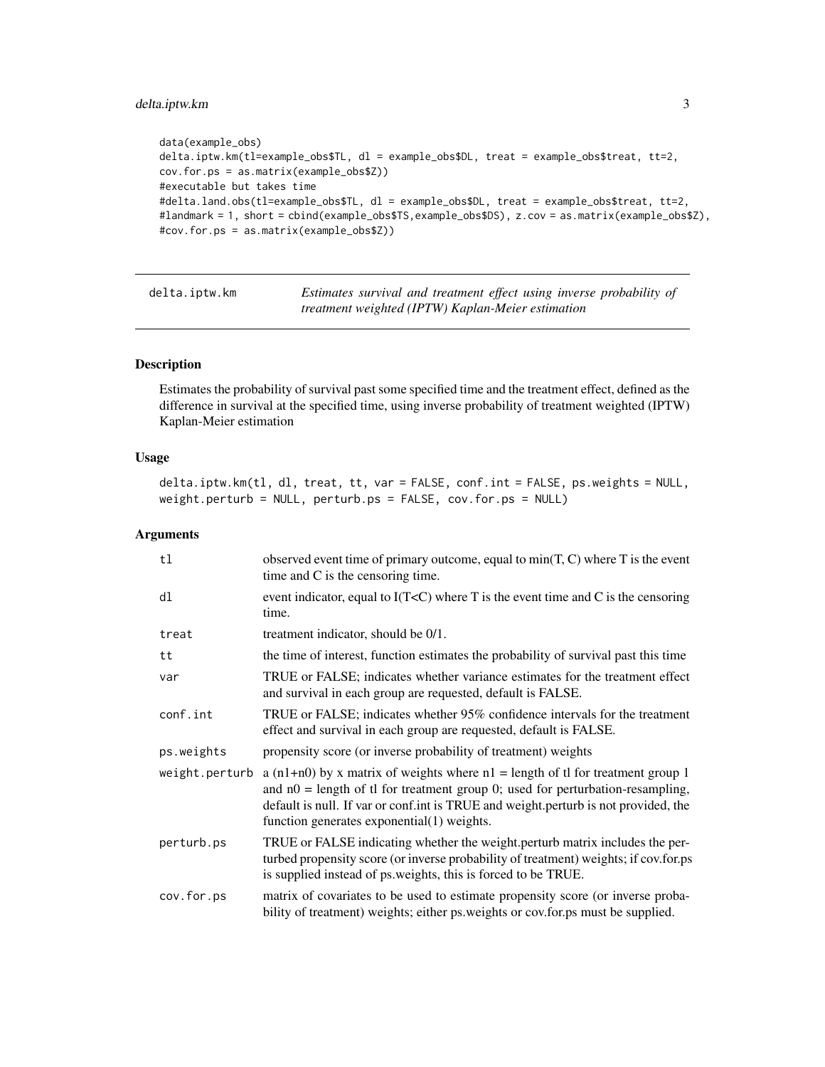```
data(example_obs)
delta.iptw.km(tl=example_obs$TL, dl = example_obs$DL, treat = example_obs$treat, tt=2,
cov.for.ps = as.matrix(example_obs$Z))
#executable but takes time
#delta.land.obs(tl=example_obs$TL, dl = example_obs$DL, treat = example_obs$treat, tt=2,
#landmark = 1, short = cbind(example_obs$TS,example_obs$DS), z.cov = as.matrix(example_obs$Z),
#cov.for.ps = as.matrix(example_obs$Z))
```

---

`delta.iptw.km` *Estimates survival and treatment effect using inverse probability of treatment weighted (IPTW) Kaplan-Meier estimation*

---

## Description

Estimates the probability of survival past some specified time and the treatment effect, defined as the difference in survival at the specified time, using inverse probability of treatment weighted (IPTW) Kaplan-Meier estimation

## Usage

```
delta.iptw.km(tl, dl, treat, tt, var = FALSE, conf.int = FALSE, ps.weights = NULL,
weight.perturb = NULL, perturb.ps = FALSE, cov.for.ps = NULL)
```

## Arguments

| | |
|---|---|
| tl | observed event time of primary outcome, equal to min(T, C) where T is the event time and C is the censoring time. |
| dl | event indicator, equal to I(T<C) where T is the event time and C is the censoring time. |
| treat | treatment indicator, should be 0/1. |
| tt | the time of interest, function estimates the probability of survival past this time |
| var | TRUE or FALSE; indicates whether variance estimates for the treatment effect and survival in each group are requested, default is FALSE. |
| conf.int | TRUE or FALSE; indicates whether 95% confidence intervals for the treatment effect and survival in each group are requested, default is FALSE. |
| ps.weights | propensity score (or inverse probability of treatment) weights |
| weight.perturb | a (n1+n0) by x matrix of weights where n1 = length of tl for treatment group 1 and n0 = length of tl for treatment group 0; used for perturbation-resampling, default is null. If var or conf.int is TRUE and weight.perturb is not provided, the function generates exponential(1) weights. |
| perturb.ps | TRUE or FALSE indicating whether the weight.perturb matrix includes the perturbed propensity score (or inverse probability of treatment) weights; if cov.for.ps is supplied instead of ps.weights, this is forced to be TRUE. |
| cov.for.ps | matrix of covariates to be used to estimate propensity score (or inverse probability of treatment) weights; either ps.weights or cov.for.ps must be supplied. |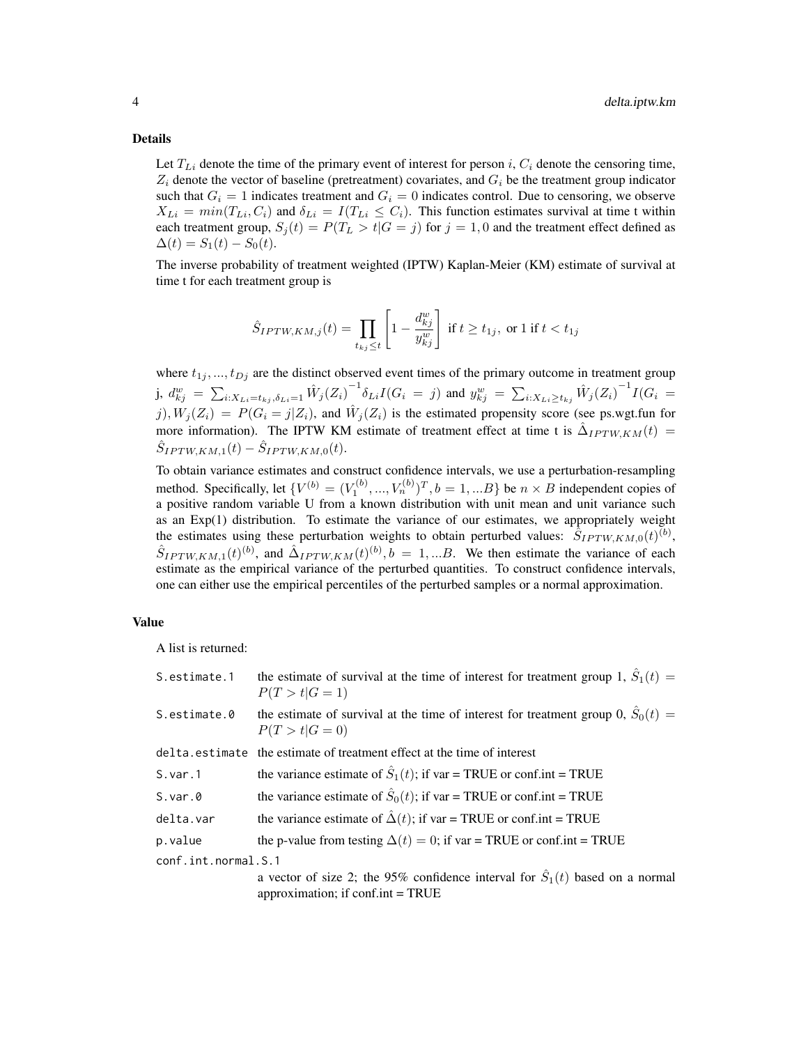## Details

Let $T_{Li}$ denote the time of the primary event of interest for person $i$, $C_i$ denote the censoring time, $Z_i$ denote the vector of baseline (pretreatment) covariates, and $G_i$ be the treatment group indicator such that $G_i = 1$ indicates treatment and $G_i = 0$ indicates control. Due to censoring, we observe $X_{Li} = min(T_{Li}, C_i)$ and $\delta_{Li} = I(T_{Li} \leq C_i)$. This function estimates survival at time t within each treatment group, $S_j(t) = P(T_L > t|G = j)$ for $j = 1, 0$ and the treatment effect defined as $\Delta(t) = S_1(t) - S_0(t)$.

The inverse probability of treatment weighted (IPTW) Kaplan-Meier (KM) estimate of survival at time t for each treatment group is

$$\hat{S}_{IPTW,KM,j}(t) = \prod_{t_{kj} \leq t} \left[ 1 - \frac{d^w_{kj}}{y^w_{kj}} \right] \text{ if } t \geq t_{1j}, \text{ or } 1 \text{ if } t < t_{1j}$$

where $t_{1j}, ..., t_{Dj}$ are the distinct observed event times of the primary outcome in treatment group j, $d^w_{kj} = \sum_{i:X_{Li}=t_{kj}, \delta_{Li}=1} \hat{W}_j(Z_i)^{-1} \delta_{Li} I(G_i = j)$ and $y^w_{kj} = \sum_{i:X_{Li} \geq t_{kj}} \hat{W}_j(Z_i)^{-1} I(G_i = j), W_j(Z_i) = P(G_i = j|Z_i)$, and $\hat{W}_j(Z_i)$ is the estimated propensity score (see ps.wgt.fun for more information). The IPTW KM estimate of treatment effect at time t is $\hat{\Delta}_{IPTW,KM}(t) = \hat{S}_{IPTW,KM,1}(t) - \hat{S}_{IPTW,KM,0}(t)$.

To obtain variance estimates and construct confidence intervals, we use a perturbation-resampling method. Specifically, let $\{V^{(b)} = (V^{(b)}_1, ..., V^{(b)}_n)^T, b = 1, ...B\}$ be $n \times B$ independent copies of a positive random variable U from a known distribution with unit mean and unit variance such as an Exp(1) distribution. To estimate the variance of our estimates, we appropriately weight the estimates using these perturbation weights to obtain perturbed values: $\hat{S}_{IPTW,KM,0}(t)^{(b)}$, $\hat{S}_{IPTW,KM,1}(t)^{(b)}$, and $\hat{\Delta}_{IPTW,KM}(t)^{(b)}, b = 1, ...B$. We then estimate the variance of each estimate as the empirical variance of the perturbed quantities. To construct confidence intervals, one can either use the empirical percentiles of the perturbed samples or a normal approximation.

## Value

A list is returned:

- `S.estimate.1` — the estimate of survival at the time of interest for treatment group 1, $\hat{S}_1(t) = P(T > t|G = 1)$
- `S.estimate.0` — the estimate of survival at the time of interest for treatment group 0, $\hat{S}_0(t) = P(T > t|G = 0)$
- `delta.estimate` — the estimate of treatment effect at the time of interest
- `S.var.1` — the variance estimate of $\hat{S}_1(t)$; if var = TRUE or conf.int = TRUE
- `S.var.0` — the variance estimate of $\hat{S}_0(t)$; if var = TRUE or conf.int = TRUE
- `delta.var` — the variance estimate of $\hat{\Delta}(t)$; if var = TRUE or conf.int = TRUE
- `p.value` — the p-value from testing $\Delta(t) = 0$; if var = TRUE or conf.int = TRUE
- `conf.int.normal.S.1` — a vector of size 2; the 95% confidence interval for $\hat{S}_1(t)$ based on a normal approximation; if conf.int = TRUE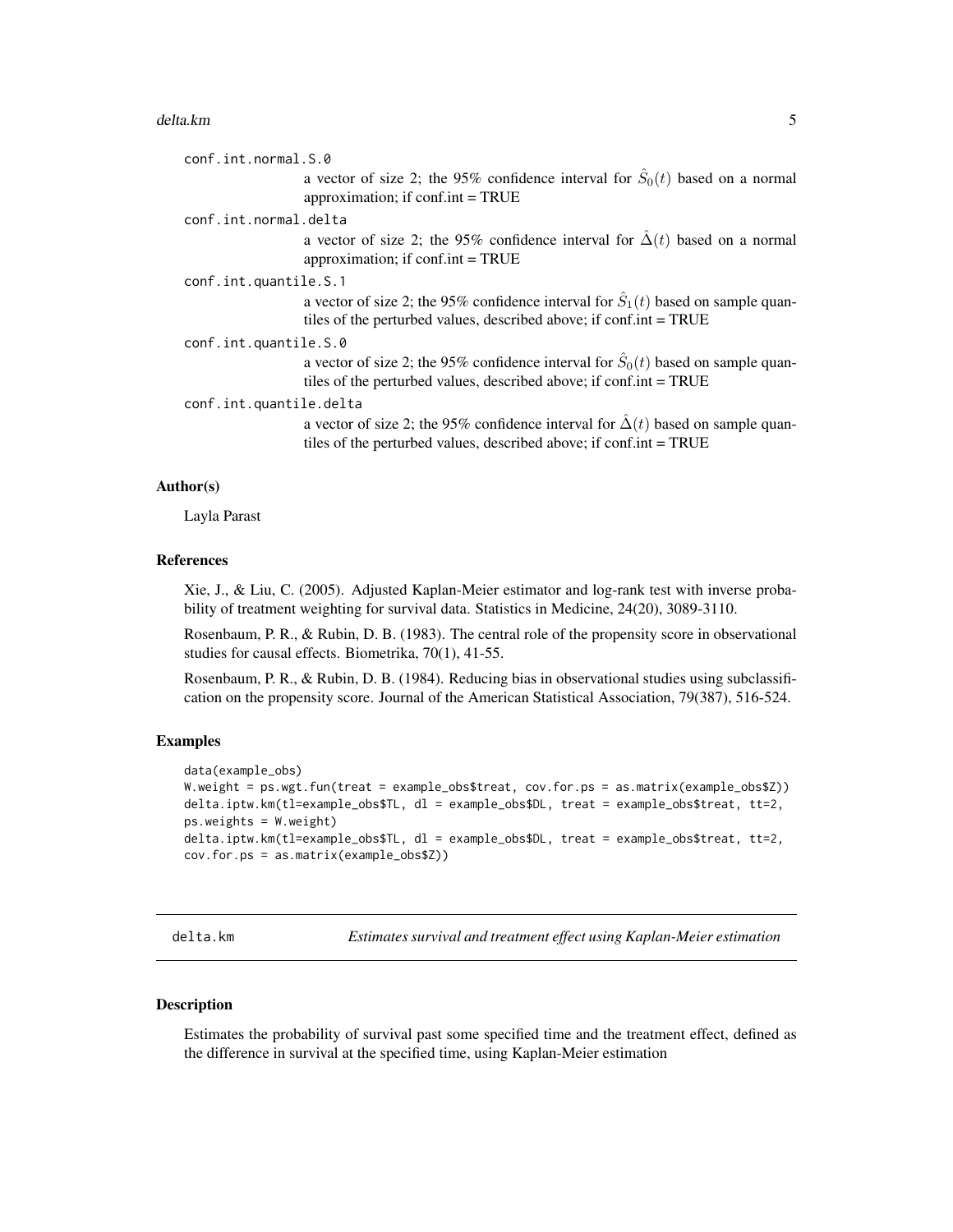conf.int.normal.S.0
: a vector of size 2; the 95% confidence interval for $\hat{S}_0(t)$ based on a normal approximation; if conf.int = TRUE

conf.int.normal.delta
: a vector of size 2; the 95% confidence interval for $\hat{\Delta}(t)$ based on a normal approximation; if conf.int = TRUE

conf.int.quantile.S.1
: a vector of size 2; the 95% confidence interval for $\hat{S}_1(t)$ based on sample quantiles of the perturbed values, described above; if conf.int = TRUE

conf.int.quantile.S.0
: a vector of size 2; the 95% confidence interval for $\hat{S}_0(t)$ based on sample quantiles of the perturbed values, described above; if conf.int = TRUE

conf.int.quantile.delta
: a vector of size 2; the 95% confidence interval for $\hat{\Delta}(t)$ based on sample quantiles of the perturbed values, described above; if conf.int = TRUE

### Author(s)

Layla Parast

### References

Xie, J., & Liu, C. (2005). Adjusted Kaplan-Meier estimator and log-rank test with inverse probability of treatment weighting for survival data. Statistics in Medicine, 24(20), 3089-3110.

Rosenbaum, P. R., & Rubin, D. B. (1983). The central role of the propensity score in observational studies for causal effects. Biometrika, 70(1), 41-55.

Rosenbaum, P. R., & Rubin, D. B. (1984). Reducing bias in observational studies using subclassification on the propensity score. Journal of the American Statistical Association, 79(387), 516-524.

### Examples

```
data(example_obs)
W.weight = ps.wgt.fun(treat = example_obs$treat, cov.for.ps = as.matrix(example_obs$Z))
delta.iptw.km(tl=example_obs$TL, dl = example_obs$DL, treat = example_obs$treat, tt=2,
ps.weights = W.weight)
delta.iptw.km(tl=example_obs$TL, dl = example_obs$DL, treat = example_obs$treat, tt=2,
cov.for.ps = as.matrix(example_obs$Z))
```

---

## delta.km *Estimates survival and treatment effect using Kaplan-Meier estimation*

### Description

Estimates the probability of survival past some specified time and the treatment effect, defined as the difference in survival at the specified time, using Kaplan-Meier estimation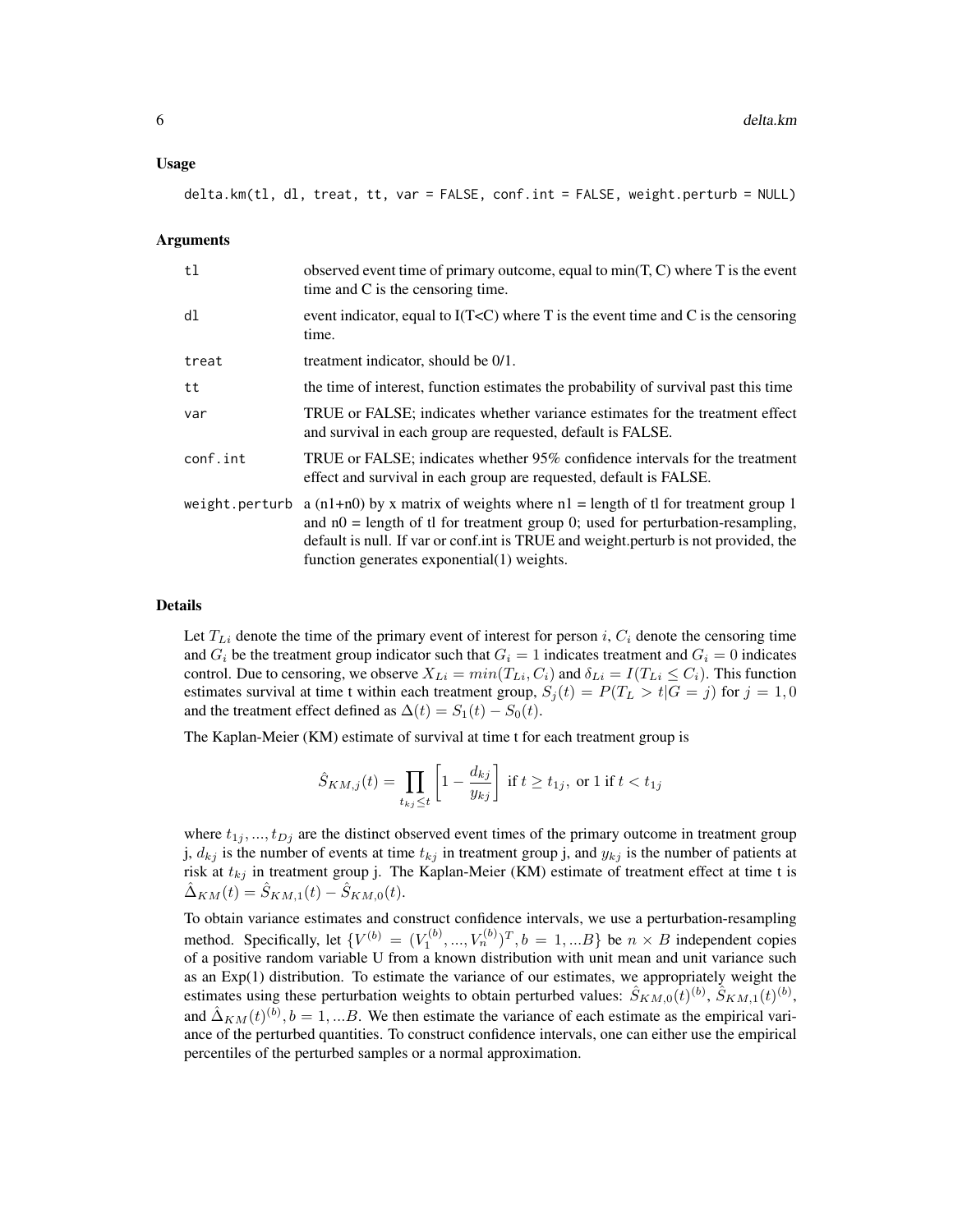## Usage

```
delta.km(tl, dl, treat, tt, var = FALSE, conf.int = FALSE, weight.perturb = NULL)
```

## Arguments

| | |
|---|---|
| tl | observed event time of primary outcome, equal to min(T, C) where T is the event time and C is the censoring time. |
| dl | event indicator, equal to I(T<C) where T is the event time and C is the censoring time. |
| treat | treatment indicator, should be 0/1. |
| tt | the time of interest, function estimates the probability of survival past this time |
| var | TRUE or FALSE; indicates whether variance estimates for the treatment effect and survival in each group are requested, default is FALSE. |
| conf.int | TRUE or FALSE; indicates whether 95% confidence intervals for the treatment effect and survival in each group are requested, default is FALSE. |
| weight.perturb | a (n1+n0) by x matrix of weights where n1 = length of tl for treatment group 1 and n0 = length of tl for treatment group 0; used for perturbation-resampling, default is null. If var or conf.int is TRUE and weight.perturb is not provided, the function generates exponential(1) weights. |

## Details

Let $T_{Li}$ denote the time of the primary event of interest for person $i$, $C_i$ denote the censoring time and $G_i$ be the treatment group indicator such that $G_i = 1$ indicates treatment and $G_i = 0$ indicates control. Due to censoring, we observe $X_{Li} = min(T_{Li}, C_i)$ and $\delta_{Li} = I(T_{Li} \leq C_i)$. This function estimates survival at time t within each treatment group, $S_j(t) = P(T_L > t | G = j)$ for $j = 1, 0$ and the treatment effect defined as $\Delta(t) = S_1(t) - S_0(t)$.

The Kaplan-Meier (KM) estimate of survival at time t for each treatment group is

$$\hat{S}_{KM,j}(t) = \prod_{t_{kj} \leq t} \left[ 1 - \frac{d_{kj}}{y_{kj}} \right] \text{ if } t \geq t_{1j}, \text{ or } 1 \text{ if } t < t_{1j}$$

where $t_{1j}, ..., t_{Dj}$ are the distinct observed event times of the primary outcome in treatment group j, $d_{kj}$ is the number of events at time $t_{kj}$ in treatment group j, and $y_{kj}$ is the number of patients at risk at $t_{kj}$ in treatment group j. The Kaplan-Meier (KM) estimate of treatment effect at time t is $\hat{\Delta}_{KM}(t) = \hat{S}_{KM,1}(t) - \hat{S}_{KM,0}(t)$.

To obtain variance estimates and construct confidence intervals, we use a perturbation-resampling method. Specifically, let $\{V^{(b)} = (V_1^{(b)}, ..., V_n^{(b)})^T, b = 1, ...B\}$ be $n \times B$ independent copies of a positive random variable U from a known distribution with unit mean and unit variance such as an Exp(1) distribution. To estimate the variance of our estimates, we appropriately weight the estimates using these perturbation weights to obtain perturbed values: $\hat{S}_{KM,0}(t)^{(b)}$, $\hat{S}_{KM,1}(t)^{(b)}$, and $\hat{\Delta}_{KM}(t)^{(b)}, b = 1, ...B$. We then estimate the variance of each estimate as the empirical variance of the perturbed quantities. To construct confidence intervals, one can either use the empirical percentiles of the perturbed samples or a normal approximation.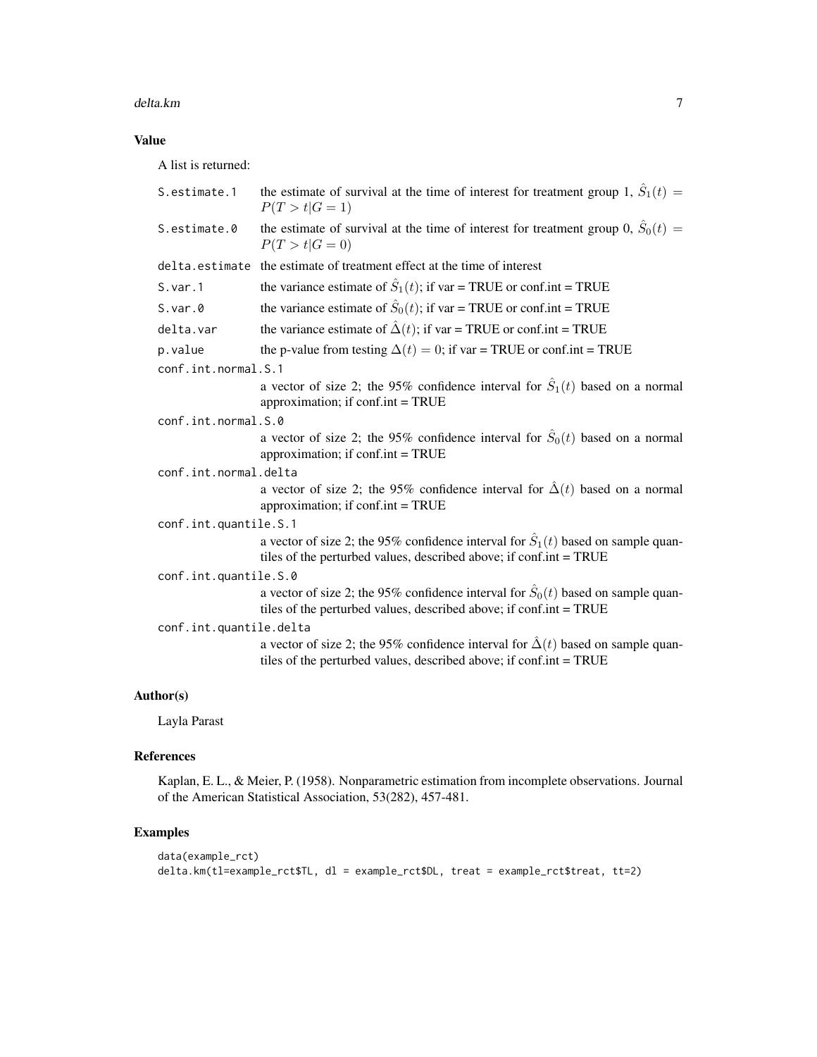### Value

A list is returned:

- `S.estimate.1` — the estimate of survival at the time of interest for treatment group 1, $\hat{S}_1(t) = P(T > t|G = 1)$
- `S.estimate.0` — the estimate of survival at the time of interest for treatment group 0, $\hat{S}_0(t) = P(T > t|G = 0)$
- `delta.estimate` — the estimate of treatment effect at the time of interest
- `S.var.1` — the variance estimate of $\hat{S}_1(t)$; if var = TRUE or conf.int = TRUE
- `S.var.0` — the variance estimate of $\hat{S}_0(t)$; if var = TRUE or conf.int = TRUE
- `delta.var` — the variance estimate of $\hat{\Delta}(t)$; if var = TRUE or conf.int = TRUE
- `p.value` — the p-value from testing $\Delta(t) = 0$; if var = TRUE or conf.int = TRUE
- `conf.int.normal.S.1` — a vector of size 2; the 95% confidence interval for $\hat{S}_1(t)$ based on a normal approximation; if conf.int = TRUE
- `conf.int.normal.S.0` — a vector of size 2; the 95% confidence interval for $\hat{S}_0(t)$ based on a normal approximation; if conf.int = TRUE
- `conf.int.normal.delta` — a vector of size 2; the 95% confidence interval for $\hat{\Delta}(t)$ based on a normal approximation; if conf.int = TRUE
- `conf.int.quantile.S.1` — a vector of size 2; the 95% confidence interval for $\hat{S}_1(t)$ based on sample quantiles of the perturbed values, described above; if conf.int = TRUE
- `conf.int.quantile.S.0` — a vector of size 2; the 95% confidence interval for $\hat{S}_0(t)$ based on sample quantiles of the perturbed values, described above; if conf.int = TRUE
- `conf.int.quantile.delta` — a vector of size 2; the 95% confidence interval for $\hat{\Delta}(t)$ based on sample quantiles of the perturbed values, described above; if conf.int = TRUE

### Author(s)

Layla Parast

### References

Kaplan, E. L., & Meier, P. (1958). Nonparametric estimation from incomplete observations. Journal of the American Statistical Association, 53(282), 457-481.

### Examples

```
data(example_rct)
delta.km(tl=example_rct$TL, dl = example_rct$DL, treat = example_rct$treat, tt=2)
```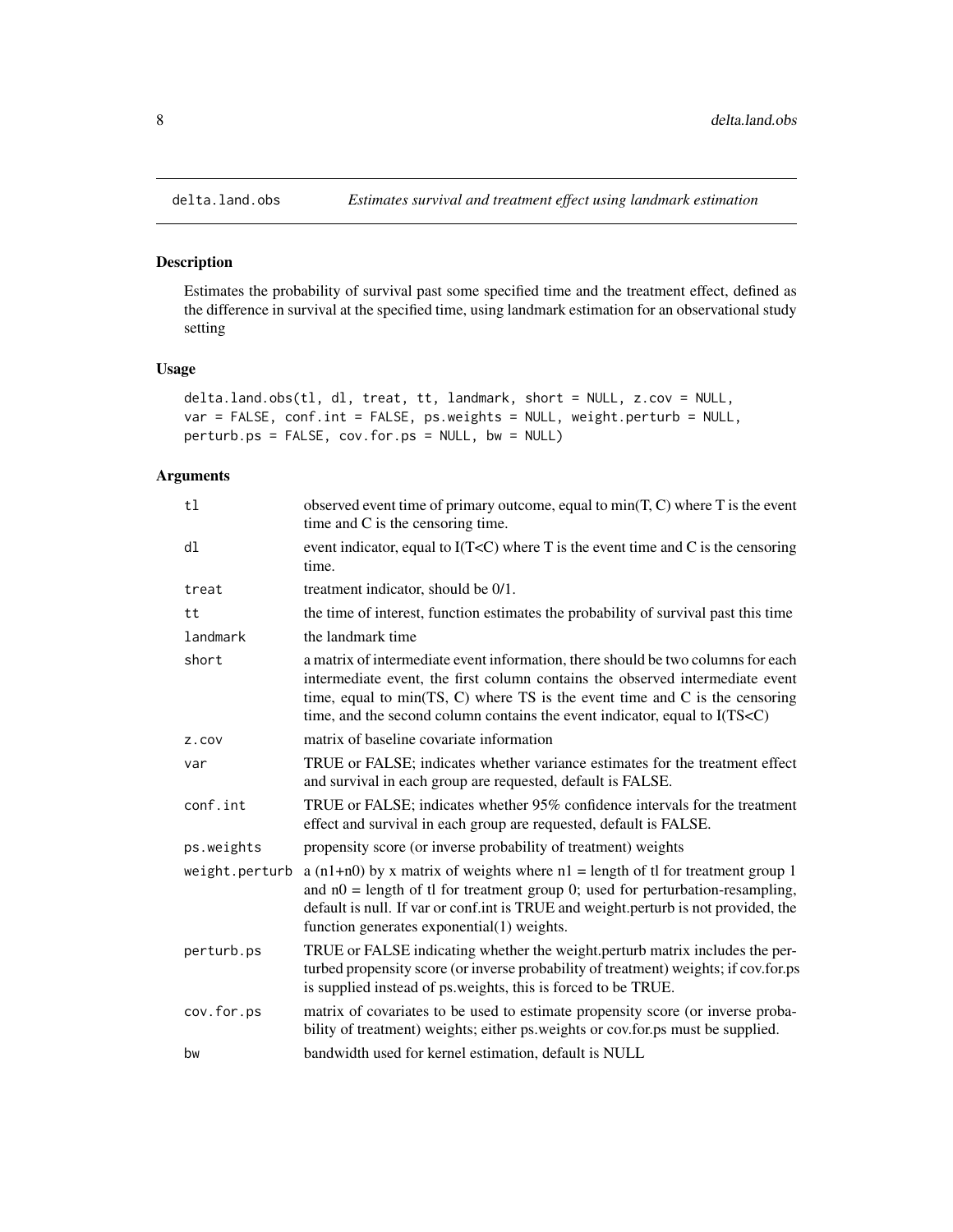## delta.land.obs — *Estimates survival and treatment effect using landmark estimation*

### Description

Estimates the probability of survival past some specified time and the treatment effect, defined as the difference in survival at the specified time, using landmark estimation for an observational study setting

### Usage

```
delta.land.obs(tl, dl, treat, tt, landmark, short = NULL, z.cov = NULL,
var = FALSE, conf.int = FALSE, ps.weights = NULL, weight.perturb = NULL,
perturb.ps = FALSE, cov.for.ps = NULL, bw = NULL)
```

### Arguments

| Argument | Description |
|---|---|
| `tl` | observed event time of primary outcome, equal to min(T, C) where T is the event time and C is the censoring time. |
| `dl` | event indicator, equal to I(T<C) where T is the event time and C is the censoring time. |
| `treat` | treatment indicator, should be 0/1. |
| `tt` | the time of interest, function estimates the probability of survival past this time |
| `landmark` | the landmark time |
| `short` | a matrix of intermediate event information, there should be two columns for each intermediate event, the first column contains the observed intermediate event time, equal to min(TS, C) where TS is the event time and C is the censoring time, and the second column contains the event indicator, equal to I(TS<C) |
| `z.cov` | matrix of baseline covariate information |
| `var` | TRUE or FALSE; indicates whether variance estimates for the treatment effect and survival in each group are requested, default is FALSE. |
| `conf.int` | TRUE or FALSE; indicates whether 95% confidence intervals for the treatment effect and survival in each group are requested, default is FALSE. |
| `ps.weights` | propensity score (or inverse probability of treatment) weights |
| `weight.perturb` | a (n1+n0) by x matrix of weights where n1 = length of tl for treatment group 1 and n0 = length of tl for treatment group 0; used for perturbation-resampling, default is null. If var or conf.int is TRUE and weight.perturb is not provided, the function generates exponential(1) weights. |
| `perturb.ps` | TRUE or FALSE indicating whether the weight.perturb matrix includes the perturbed propensity score (or inverse probability of treatment) weights; if cov.for.ps is supplied instead of ps.weights, this is forced to be TRUE. |
| `cov.for.ps` | matrix of covariates to be used to estimate propensity score (or inverse probability of treatment) weights; either ps.weights or cov.for.ps must be supplied. |
| `bw` | bandwidth used for kernel estimation, default is NULL |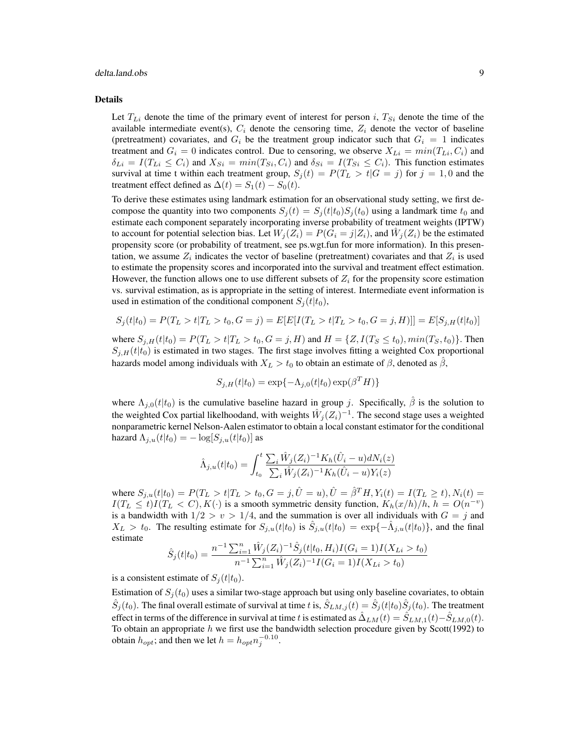### Details

Let $T_{Li}$ denote the time of the primary event of interest for person $i$, $T_{Si}$ denote the time of the available intermediate event(s), $C_i$ denote the censoring time, $Z_i$ denote the vector of baseline (pretreatment) covariates, and $G_i$ be the treatment group indicator such that $G_i = 1$ indicates treatment and $G_i = 0$ indicates control. Due to censoring, we observe $X_{Li} = min(T_{Li}, C_i)$ and $\delta_{Li} = I(T_{Li} \leq C_i)$ and $X_{Si} = min(T_{Si}, C_i)$ and $\delta_{Si} = I(T_{Si} \leq C_i)$. This function estimates survival at time t within each treatment group, $S_j(t) = P(T_L > t|G = j)$ for $j = 1, 0$ and the treatment effect defined as $\Delta(t) = S_1(t) - S_0(t)$.

To derive these estimates using landmark estimation for an observational study setting, we first decompose the quantity into two components $S_j(t) = S_j(t|t_0)S_j(t_0)$ using a landmark time $t_0$ and estimate each component separately incorporating inverse probability of treatment weights (IPTW) to account for potential selection bias. Let $W_j(Z_i) = P(G_i = j|Z_i)$, and $\hat{W}_j(Z_i)$ be the estimated propensity score (or probability of treatment, see ps.wgt.fun for more information). In this presentation, we assume $Z_i$ indicates the vector of baseline (pretreatment) covariates and that $Z_i$ is used to estimate the propensity scores and incorporated into the survival and treatment effect estimation. However, the function allows one to use different subsets of $Z_i$ for the propensity score estimation vs. survival estimation, as is appropriate in the setting of interest. Intermediate event information is used in estimation of the conditional component $S_j(t|t_0)$,

$$S_j(t|t_0) = P(T_L > t|T_L > t_0, G = j) = E[E[I(T_L > t|T_L > t_0, G = j, H)]] = E[S_{j,H}(t|t_0)]$$

where $S_{j,H}(t|t_0) = P(T_L > t|T_L > t_0, G = j, H)$ and $H = \{Z, I(T_S \leq t_0), min(T_S, t_0)\}$. Then $S_{j,H}(t|t_0)$ is estimated in two stages. The first stage involves fitting a weighted Cox proportional hazards model among individuals with $X_L > t_0$ to obtain an estimate of $\beta$, denoted as $\hat{\beta}$,

$$S_{j,H}(t|t_0) = \exp\{-\Lambda_{j,0}(t|t_0)\exp(\beta^T H)\}$$

where $\Lambda_{j,0}(t|t_0)$ is the cumulative baseline hazard in group $j$. Specifically, $\hat{\beta}$ is the solution to the weighted Cox partial likelhoodand, with weights $\hat{W}_j(Z_i)^{-1}$. The second stage uses a weighted nonparametric kernel Nelson-Aalen estimator to obtain a local constant estimator for the conditional hazard $\Lambda_{j,u}(t|t_0) = -\log[S_{j,u}(t|t_0)]$ as

$$\hat{\Lambda}_{j,u}(t|t_0) = \int_{t_0}^{t} \frac{\sum_i \hat{W}_j(Z_i)^{-1} K_h(\hat{U}_i - u) dN_i(z)}{\sum_i \hat{W}_j(Z_i)^{-1} K_h(\hat{U}_i - u) Y_i(z)}$$

where $S_{j,u}(t|t_0) = P(T_L > t|T_L > t_0, G = j, \hat{U} = u), \hat{U} = \hat{\beta}^T H, Y_i(t) = I(T_L \geq t), N_i(t) = I(T_L \leq t)I(T_L < C), K(\cdot)$ is a smooth symmetric density function, $K_h(x/h)/h$, $h = O(n^{-v})$ is a bandwidth with $1/2 > v > 1/4$, and the summation is over all individuals with $G = j$ and $X_L > t_0$. The resulting estimate for $S_{j,u}(t|t_0)$ is $\hat{S}_{j,u}(t|t_0) = \exp\{-\hat{\Lambda}_{j,u}(t|t_0)\}$, and the final estimate

$$\hat{S}_j(t|t_0) = \frac{n^{-1}\sum_{i=1}^{n} \hat{W}_j(Z_i)^{-1} \hat{S}_j(t|t_0, H_i) I(G_i = 1) I(X_{Li} > t_0)}{n^{-1}\sum_{i=1}^{n} \hat{W}_j(Z_i)^{-1} I(G_i = 1) I(X_{Li} > t_0)}$$

is a consistent estimate of $S_j(t|t_0)$.

Estimation of $S_j(t_0)$ uses a similar two-stage approach but using only baseline covariates, to obtain $\hat{S}_j(t_0)$. The final overall estimate of survival at time $t$ is, $\hat{S}_{LM,j}(t) = \hat{S}_j(t|t_0)\hat{S}_j(t_0)$. The treatment effect in terms of the difference in survival at time $t$ is estimated as $\hat{\Delta}_{LM}(t) = \hat{S}_{LM,1}(t) - \hat{S}_{LM,0}(t)$. To obtain an appropriate $h$ we first use the bandwidth selection procedure given by Scott(1992) to obtain $h_{opt}$; and then we let $h = h_{opt} n_j^{-0.10}$.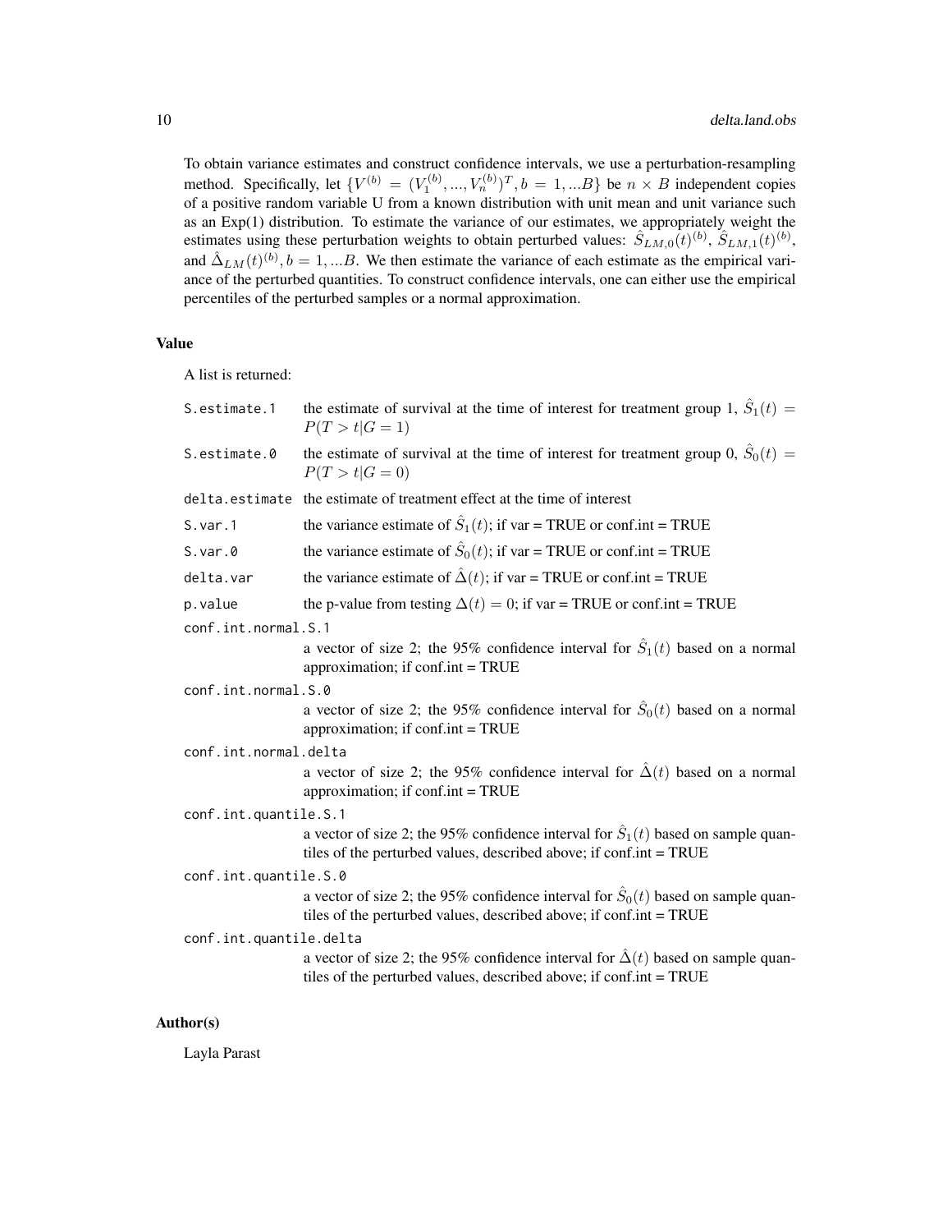To obtain variance estimates and construct confidence intervals, we use a perturbation-resampling method. Specifically, let $\{V^{(b)} = (V_1^{(b)}, ..., V_n^{(b)})^T, b = 1, ...B\}$ be $n \times B$ independent copies of a positive random variable U from a known distribution with unit mean and unit variance such as an Exp(1) distribution. To estimate the variance of our estimates, we appropriately weight the estimates using these perturbation weights to obtain perturbed values: $\hat{S}_{LM,0}(t)^{(b)}$, $\hat{S}_{LM,1}(t)^{(b)}$, and $\hat{\Delta}_{LM}(t)^{(b)}, b = 1, ...B$. We then estimate the variance of each estimate as the empirical variance of the perturbed quantities. To construct confidence intervals, one can either use the empirical percentiles of the perturbed samples or a normal approximation.

### Value

A list is returned:

- `S.estimate.1` — the estimate of survival at the time of interest for treatment group 1, $\hat{S}_1(t) = P(T > t|G = 1)$
- `S.estimate.0` — the estimate of survival at the time of interest for treatment group 0, $\hat{S}_0(t) = P(T > t|G = 0)$
- `delta.estimate` — the estimate of treatment effect at the time of interest
- `S.var.1` — the variance estimate of $\hat{S}_1(t)$; if var = TRUE or conf.int = TRUE
- `S.var.0` — the variance estimate of $\hat{S}_0(t)$; if var = TRUE or conf.int = TRUE
- `delta.var` — the variance estimate of $\hat{\Delta}(t)$; if var = TRUE or conf.int = TRUE
- `p.value` — the p-value from testing $\Delta(t) = 0$; if var = TRUE or conf.int = TRUE
- `conf.int.normal.S.1` — a vector of size 2; the 95% confidence interval for $\hat{S}_1(t)$ based on a normal approximation; if conf.int = TRUE
- `conf.int.normal.S.0` — a vector of size 2; the 95% confidence interval for $\hat{S}_0(t)$ based on a normal approximation; if conf.int = TRUE
- `conf.int.normal.delta` — a vector of size 2; the 95% confidence interval for $\hat{\Delta}(t)$ based on a normal approximation; if conf.int = TRUE
- `conf.int.quantile.S.1` — a vector of size 2; the 95% confidence interval for $\hat{S}_1(t)$ based on sample quantiles of the perturbed values, described above; if conf.int = TRUE
- `conf.int.quantile.S.0` — a vector of size 2; the 95% confidence interval for $\hat{S}_0(t)$ based on sample quantiles of the perturbed values, described above; if conf.int = TRUE
- `conf.int.quantile.delta` — a vector of size 2; the 95% confidence interval for $\hat{\Delta}(t)$ based on sample quantiles of the perturbed values, described above; if conf.int = TRUE

### Author(s)

Layla Parast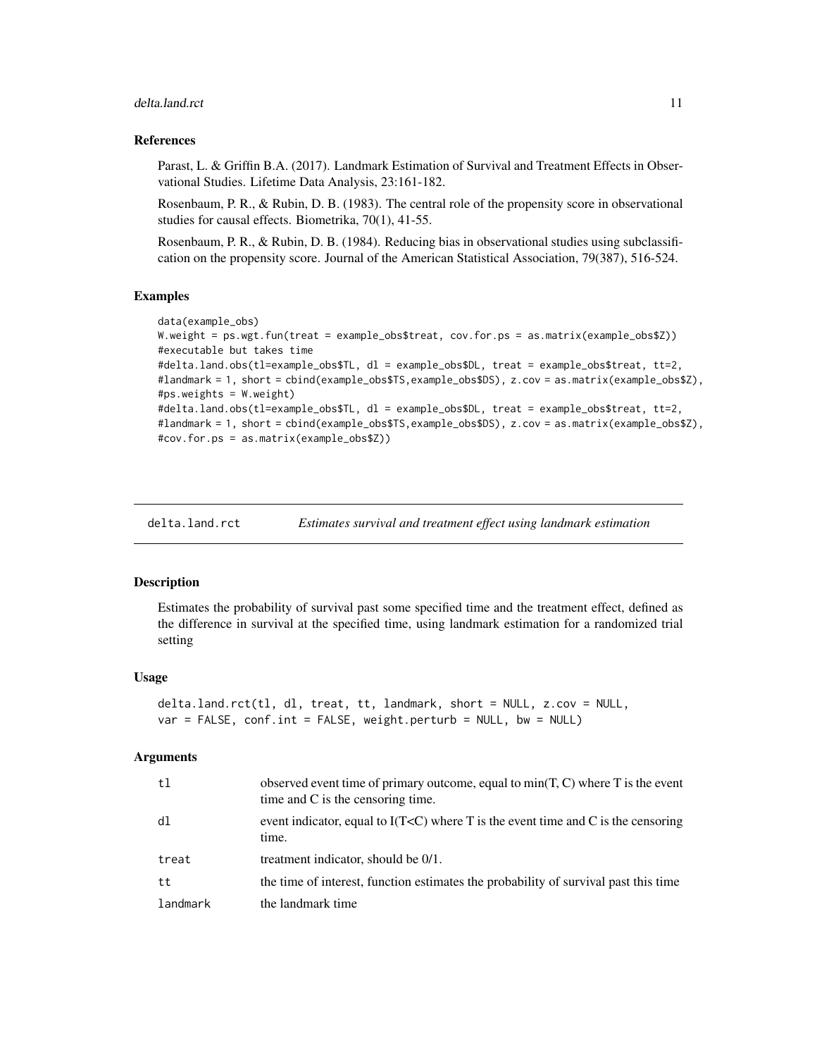### References

Parast, L. & Griffin B.A. (2017). Landmark Estimation of Survival and Treatment Effects in Observational Studies. Lifetime Data Analysis, 23:161-182.

Rosenbaum, P. R., & Rubin, D. B. (1983). The central role of the propensity score in observational studies for causal effects. Biometrika, 70(1), 41-55.

Rosenbaum, P. R., & Rubin, D. B. (1984). Reducing bias in observational studies using subclassification on the propensity score. Journal of the American Statistical Association, 79(387), 516-524.

### Examples

```
data(example_obs)
W.weight = ps.wgt.fun(treat = example_obs$treat, cov.for.ps = as.matrix(example_obs$Z))
#executable but takes time
#delta.land.obs(tl=example_obs$TL, dl = example_obs$DL, treat = example_obs$treat, tt=2,
#landmark = 1, short = cbind(example_obs$TS,example_obs$DS), z.cov = as.matrix(example_obs$Z),
#ps.weights = W.weight)
#delta.land.obs(tl=example_obs$TL, dl = example_obs$DL, treat = example_obs$treat, tt=2,
#landmark = 1, short = cbind(example_obs$TS,example_obs$DS), z.cov = as.matrix(example_obs$Z),
#cov.for.ps = as.matrix(example_obs$Z))
```

---

## delta.land.rct — *Estimates survival and treatment effect using landmark estimation*

### Description

Estimates the probability of survival past some specified time and the treatment effect, defined as the difference in survival at the specified time, using landmark estimation for a randomized trial setting

### Usage

```
delta.land.rct(tl, dl, treat, tt, landmark, short = NULL, z.cov = NULL,
var = FALSE, conf.int = FALSE, weight.perturb = NULL, bw = NULL)
```

### Arguments

| | |
|---|---|
| tl | observed event time of primary outcome, equal to min(T, C) where T is the event time and C is the censoring time. |
| dl | event indicator, equal to I(T<C) where T is the event time and C is the censoring time. |
| treat | treatment indicator, should be 0/1. |
| tt | the time of interest, function estimates the probability of survival past this time |
| landmark | the landmark time |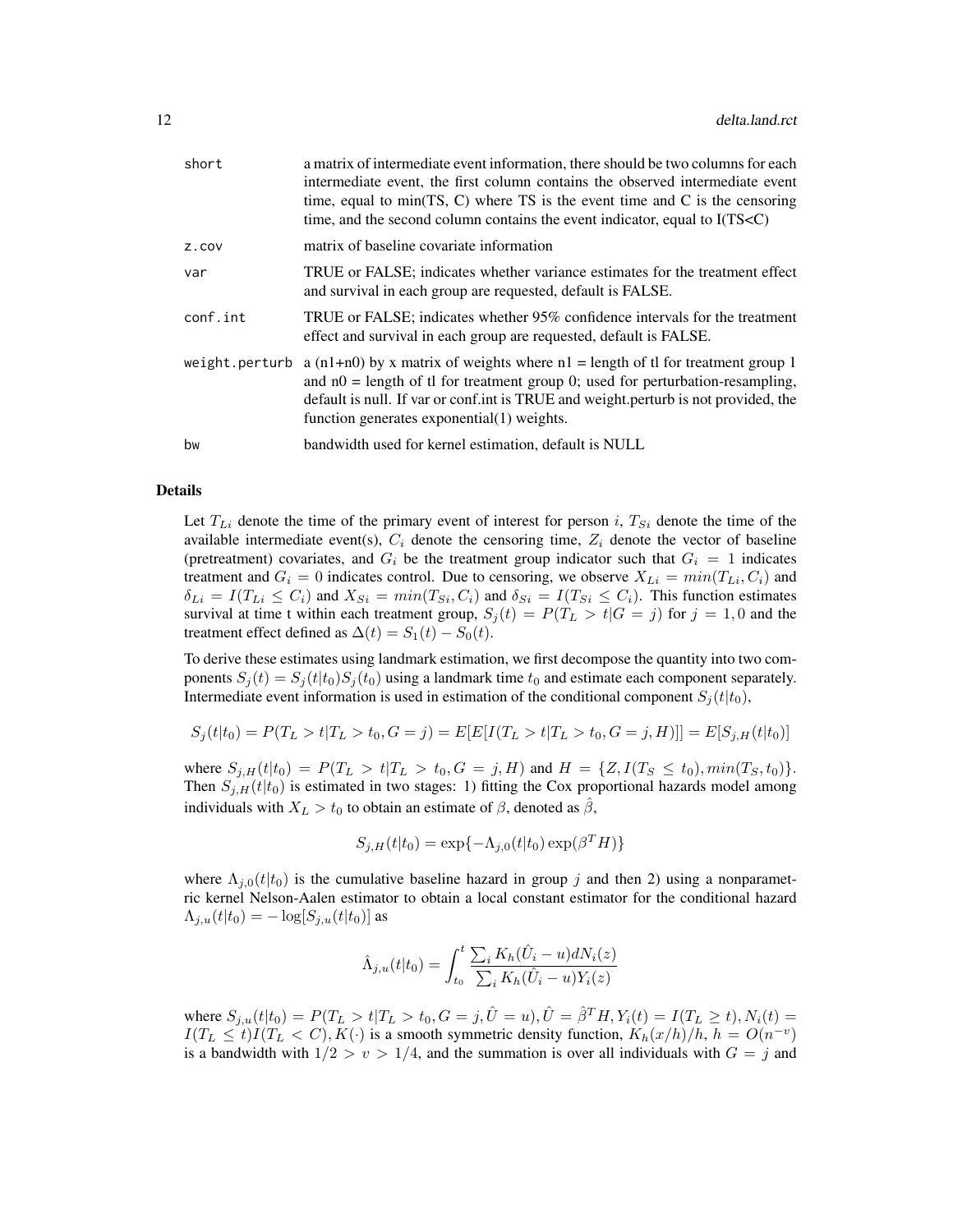| | |
|---|---|
| short | a matrix of intermediate event information, there should be two columns for each intermediate event, the first column contains the observed intermediate event time, equal to min(TS, C) where TS is the event time and C is the censoring time, and the second column contains the event indicator, equal to I(TS<C) |
| z.cov | matrix of baseline covariate information |
| var | TRUE or FALSE; indicates whether variance estimates for the treatment effect and survival in each group are requested, default is FALSE. |
| conf.int | TRUE or FALSE; indicates whether 95% confidence intervals for the treatment effect and survival in each group are requested, default is FALSE. |
| weight.perturb | a (n1+n0) by x matrix of weights where n1 = length of tl for treatment group 1 and n0 = length of tl for treatment group 0; used for perturbation-resampling, default is null. If var or conf.int is TRUE and weight.perturb is not provided, the function generates exponential(1) weights. |
| bw | bandwidth used for kernel estimation, default is NULL |

## Details

Let $T_{Li}$ denote the time of the primary event of interest for person $i$, $T_{Si}$ denote the time of the available intermediate event(s), $C_i$ denote the censoring time, $Z_i$ denote the vector of baseline (pretreatment) covariates, and $G_i$ be the treatment group indicator such that $G_i = 1$ indicates treatment and $G_i = 0$ indicates control. Due to censoring, we observe $X_{Li} = min(T_{Li}, C_i)$ and $\delta_{Li} = I(T_{Li} \leq C_i)$ and $X_{Si} = min(T_{Si}, C_i)$ and $\delta_{Si} = I(T_{Si} \leq C_i)$. This function estimates survival at time t within each treatment group, $S_j(t) = P(T_L > t|G = j)$ for $j = 1, 0$ and the treatment effect defined as $\Delta(t) = S_1(t) - S_0(t)$.

To derive these estimates using landmark estimation, we first decompose the quantity into two components $S_j(t) = S_j(t|t_0)S_j(t_0)$ using a landmark time $t_0$ and estimate each component separately. Intermediate event information is used in estimation of the conditional component $S_j(t|t_0)$,

$$S_j(t|t_0) = P(T_L > t|T_L > t_0, G = j) = E[E[I(T_L > t|T_L > t_0, G = j, H)]] = E[S_{j,H}(t|t_0)]$$

where $S_{j,H}(t|t_0) = P(T_L > t|T_L > t_0, G = j, H)$ and $H = \{Z, I(T_S \leq t_0), min(T_S, t_0)\}$. Then $S_{j,H}(t|t_0)$ is estimated in two stages: 1) fitting the Cox proportional hazards model among individuals with $X_L > t_0$ to obtain an estimate of $\beta$, denoted as $\hat{\beta}$,

$$S_{j,H}(t|t_0) = \exp\{-\Lambda_{j,0}(t|t_0)\exp(\beta^T H)\}$$

where $\Lambda_{j,0}(t|t_0)$ is the cumulative baseline hazard in group $j$ and then 2) using a nonparametric kernel Nelson-Aalen estimator to obtain a local constant estimator for the conditional hazard $\Lambda_{j,u}(t|t_0) = -\log[S_{j,u}(t|t_0)]$ as

$$\hat{\Lambda}_{j,u}(t|t_0) = \int_{t_0}^{t} \frac{\sum_i K_h(\hat{U}_i - u)dN_i(z)}{\sum_i K_h(\hat{U}_i - u)Y_i(z)}$$

where $S_{j,u}(t|t_0) = P(T_L > t|T_L > t_0, G = j, \hat{U} = u), \hat{U} = \hat{\beta}^T H, Y_i(t) = I(T_L \geq t), N_i(t) = I(T_L \leq t)I(T_L < C), K(\cdot)$ is a smooth symmetric density function, $K_h(x/h)/h$, $h = O(n^{-v})$ is a bandwidth with $1/2 > v > 1/4$, and the summation is over all individuals with $G = j$ and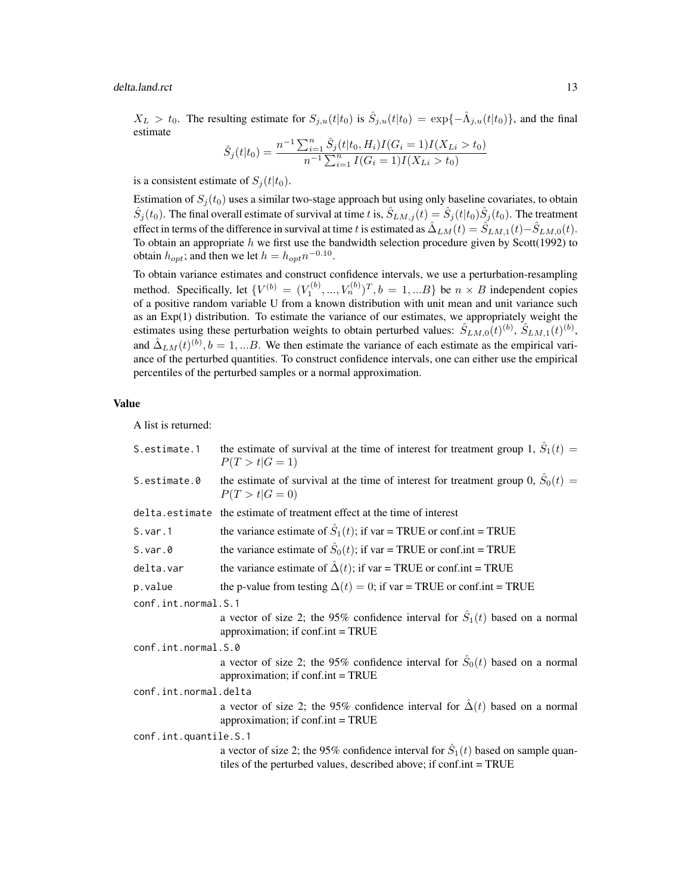$X_L > t_0$. The resulting estimate for $S_{j,u}(t|t_0)$ is $\hat{S}_{j,u}(t|t_0) = \exp\{-\hat{\Lambda}_{j,u}(t|t_0)\}$, and the final estimate

$$\hat{S}_j(t|t_0) = \frac{n^{-1}\sum_{i=1}^{n} \hat{S}_j(t|t_0, H_i) I(G_i = 1) I(X_{Li} > t_0)}{n^{-1}\sum_{i=1}^{n} I(G_i = 1) I(X_{Li} > t_0)}$$

is a consistent estimate of $S_j(t|t_0)$.

Estimation of $S_j(t_0)$ uses a similar two-stage approach but using only baseline covariates, to obtain $\hat{S}_j(t_0)$. The final overall estimate of survival at time $t$ is, $\hat{S}_{LM,j}(t) = \hat{S}_j(t|t_0)\hat{S}_j(t_0)$. The treatment effect in terms of the difference in survival at time $t$ is estimated as $\hat{\Delta}_{LM}(t) = \hat{S}_{LM,1}(t) - \hat{S}_{LM,0}(t)$. To obtain an appropriate $h$ we first use the bandwidth selection procedure given by Scott(1992) to obtain $h_{opt}$; and then we let $h = h_{opt} n^{-0.10}$.

To obtain variance estimates and construct confidence intervals, we use a perturbation-resampling method. Specifically, let $\{V^{(b)} = (V_1^{(b)}, ..., V_n^{(b)})^T, b = 1, ...B\}$ be $n \times B$ independent copies of a positive random variable U from a known distribution with unit mean and unit variance such as an Exp(1) distribution. To estimate the variance of our estimates, we appropriately weight the estimates using these perturbation weights to obtain perturbed values: $\hat{S}_{LM,0}(t)^{(b)}$, $\hat{S}_{LM,1}(t)^{(b)}$, and $\hat{\Delta}_{LM}(t)^{(b)}, b = 1, ...B$. We then estimate the variance of each estimate as the empirical variance of the perturbed quantities. To construct confidence intervals, one can either use the empirical percentiles of the perturbed samples or a normal approximation.

## Value

A list is returned:

- `S.estimate.1` — the estimate of survival at the time of interest for treatment group 1, $\hat{S}_1(t) = P(T > t|G = 1)$
- `S.estimate.0` — the estimate of survival at the time of interest for treatment group 0, $\hat{S}_0(t) = P(T > t|G = 0)$
- `delta.estimate` — the estimate of treatment effect at the time of interest
- `S.var.1` — the variance estimate of $\hat{S}_1(t)$; if var = TRUE or conf.int = TRUE
- `S.var.0` — the variance estimate of $\hat{S}_0(t)$; if var = TRUE or conf.int = TRUE
- `delta.var` — the variance estimate of $\hat{\Delta}(t)$; if var = TRUE or conf.int = TRUE
- `p.value` — the p-value from testing $\Delta(t) = 0$; if var = TRUE or conf.int = TRUE
- `conf.int.normal.S.1` — a vector of size 2; the 95% confidence interval for $\hat{S}_1(t)$ based on a normal approximation; if conf.int = TRUE
- `conf.int.normal.S.0` — a vector of size 2; the 95% confidence interval for $\hat{S}_0(t)$ based on a normal approximation; if conf.int = TRUE
- `conf.int.normal.delta` — a vector of size 2; the 95% confidence interval for $\hat{\Delta}(t)$ based on a normal approximation; if conf.int = TRUE
- `conf.int.quantile.S.1` — a vector of size 2; the 95% confidence interval for $\hat{S}_1(t)$ based on sample quantiles of the perturbed values, described above; if conf.int = TRUE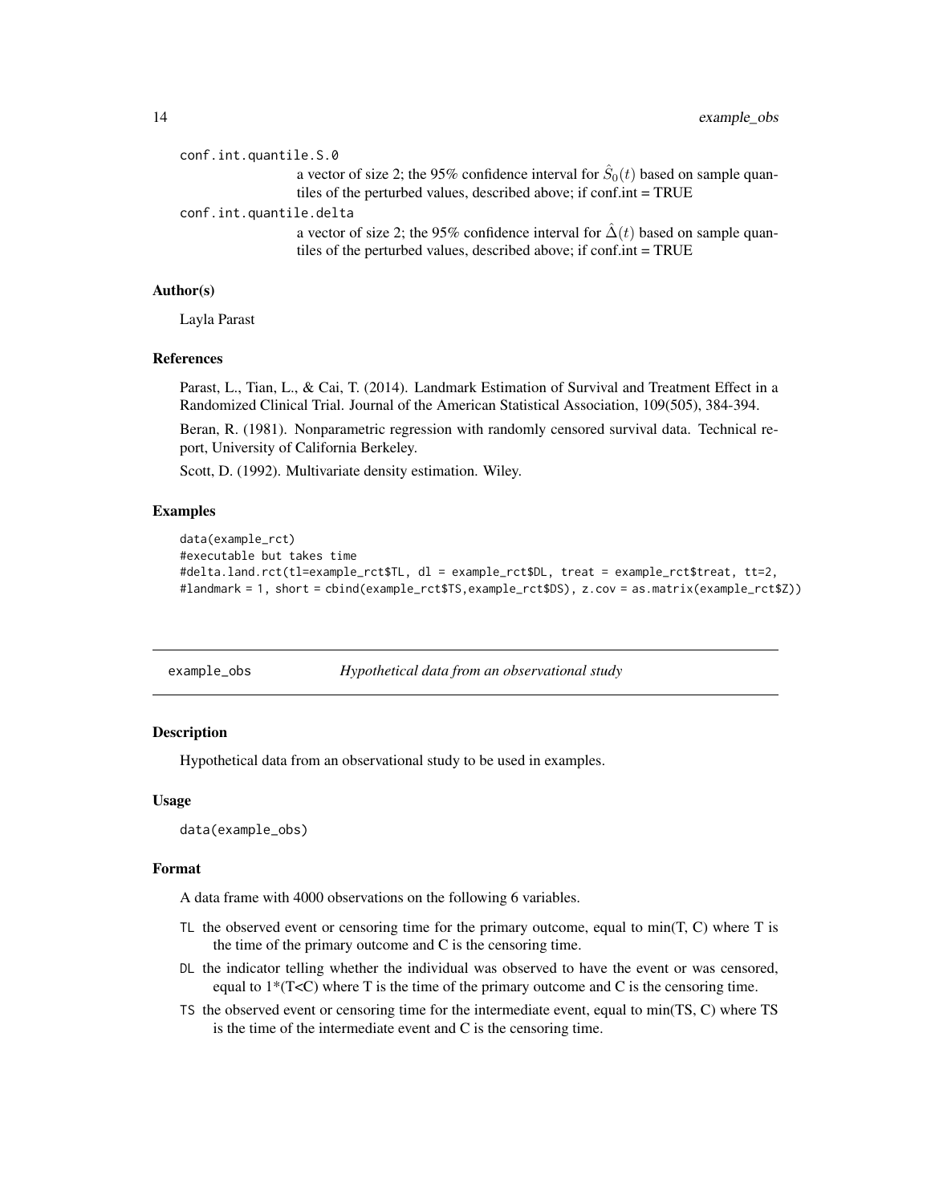conf.int.quantile.S.0
: a vector of size 2; the 95% confidence interval for $\hat{S}_0(t)$ based on sample quantiles of the perturbed values, described above; if conf.int = TRUE

conf.int.quantile.delta
: a vector of size 2; the 95% confidence interval for $\hat{\Delta}(t)$ based on sample quantiles of the perturbed values, described above; if conf.int = TRUE

### Author(s)

Layla Parast

### References

Parast, L., Tian, L., & Cai, T. (2014). Landmark Estimation of Survival and Treatment Effect in a Randomized Clinical Trial. Journal of the American Statistical Association, 109(505), 384-394.

Beran, R. (1981). Nonparametric regression with randomly censored survival data. Technical report, University of California Berkeley.

Scott, D. (1992). Multivariate density estimation. Wiley.

### Examples

```
data(example_rct)
#executable but takes time
#delta.land.rct(tl=example_rct$TL, dl = example_rct$DL, treat = example_rct$treat, tt=2,
#landmark = 1, short = cbind(example_rct$TS,example_rct$DS), z.cov = as.matrix(example_rct$Z))
```

---

## example_obs *Hypothetical data from an observational study*

### Description

Hypothetical data from an observational study to be used in examples.

### Usage

```
data(example_obs)
```

### Format

A data frame with 4000 observations on the following 6 variables.

- `TL` the observed event or censoring time for the primary outcome, equal to min(T, C) where T is the time of the primary outcome and C is the censoring time.
- `DL` the indicator telling whether the individual was observed to have the event or was censored, equal to 1*(T<C) where T is the time of the primary outcome and C is the censoring time.
- `TS` the observed event or censoring time for the intermediate event, equal to min(TS, C) where TS is the time of the intermediate event and C is the censoring time.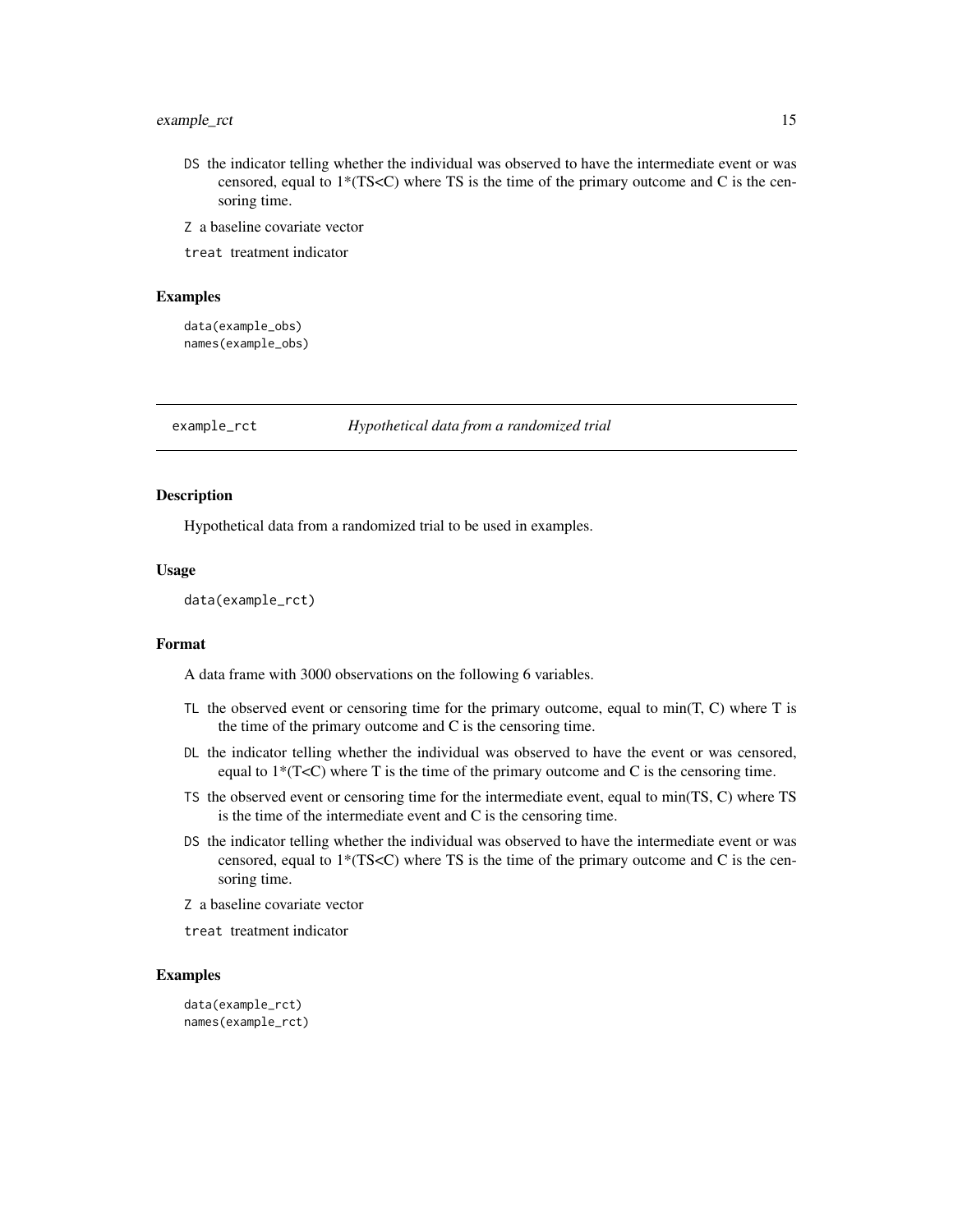- DS the indicator telling whether the individual was observed to have the intermediate event or was censored, equal to 1*(TS<C) where TS is the time of the primary outcome and C is the censoring time.
- Z a baseline covariate vector
- treat treatment indicator

### Examples

```
data(example_obs)
names(example_obs)
```

---

## example_rct *Hypothetical data from a randomized trial*

### Description

Hypothetical data from a randomized trial to be used in examples.

### Usage

```
data(example_rct)
```

### Format

A data frame with 3000 observations on the following 6 variables.

- TL the observed event or censoring time for the primary outcome, equal to min(T, C) where T is the time of the primary outcome and C is the censoring time.
- DL the indicator telling whether the individual was observed to have the event or was censored, equal to 1*(T<C) where T is the time of the primary outcome and C is the censoring time.
- TS the observed event or censoring time for the intermediate event, equal to min(TS, C) where TS is the time of the intermediate event and C is the censoring time.
- DS the indicator telling whether the individual was observed to have the intermediate event or was censored, equal to 1*(TS<C) where TS is the time of the primary outcome and C is the censoring time.
- Z a baseline covariate vector
- treat treatment indicator

### Examples

```
data(example_rct)
names(example_rct)
```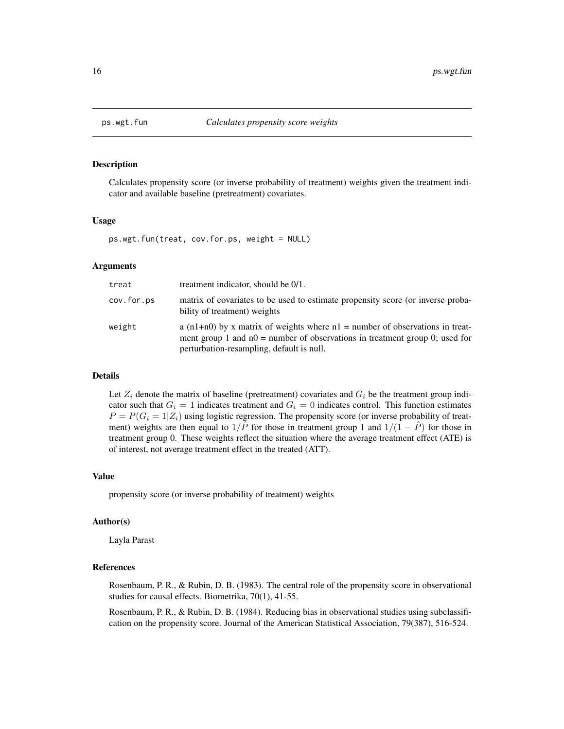## ps.wgt.fun *Calculates propensity score weights*

### Description

Calculates propensity score (or inverse probability of treatment) weights given the treatment indicator and available baseline (pretreatment) covariates.

### Usage

```
ps.wgt.fun(treat, cov.for.ps, weight = NULL)
```

### Arguments

| | |
|---|---|
| `treat` | treatment indicator, should be 0/1. |
| `cov.for.ps` | matrix of covariates to be used to estimate propensity score (or inverse probability of treatment) weights |
| `weight` | a (n1+n0) by x matrix of weights where n1 = number of observations in treatment group 1 and n0 = number of observations in treatment group 0; used for perturbation-resampling, default is null. |

### Details

Let $Z_i$ denote the matrix of baseline (pretreatment) covariates and $G_i$ be the treatment group indicator such that $G_i = 1$ indicates treatment and $G_i = 0$ indicates control. This function estimates $P = P(G_i = 1|Z_i)$ using logistic regression. The propensity score (or inverse probability of treatment) weights are then equal to $1/\hat{P}$ for those in treatment group 1 and $1/(1 - \hat{P})$ for those in treatment group 0. These weights reflect the situation where the average treatment effect (ATE) is of interest, not average treatment effect in the treated (ATT).

### Value

propensity score (or inverse probability of treatment) weights

### Author(s)

Layla Parast

### References

Rosenbaum, P. R., & Rubin, D. B. (1983). The central role of the propensity score in observational studies for causal effects. Biometrika, 70(1), 41-55.

Rosenbaum, P. R., & Rubin, D. B. (1984). Reducing bias in observational studies using subclassification on the propensity score. Journal of the American Statistical Association, 79(387), 516-524.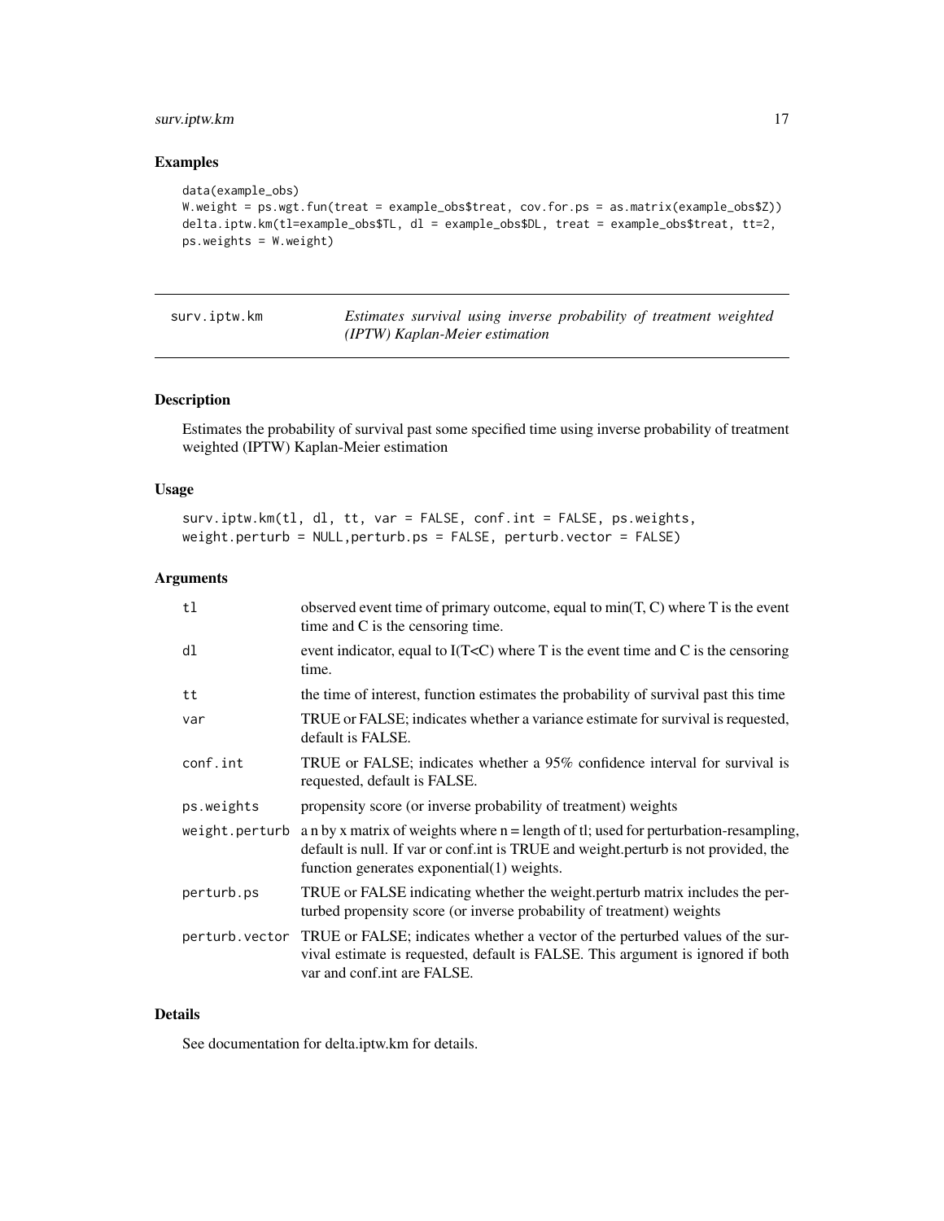## Examples

```
data(example_obs)
W.weight = ps.wgt.fun(treat = example_obs$treat, cov.for.ps = as.matrix(example_obs$Z))
delta.iptw.km(tl=example_obs$TL, dl = example_obs$DL, treat = example_obs$treat, tt=2,
ps.weights = W.weight)
```

---

# surv.iptw.km    *Estimates survival using inverse probability of treatment weighted (IPTW) Kaplan-Meier estimation*

---

## Description

Estimates the probability of survival past some specified time using inverse probability of treatment weighted (IPTW) Kaplan-Meier estimation

## Usage

```
surv.iptw.km(tl, dl, tt, var = FALSE, conf.int = FALSE, ps.weights,
weight.perturb = NULL,perturb.ps = FALSE, perturb.vector = FALSE)
```

## Arguments

| | |
|---|---|
| tl | observed event time of primary outcome, equal to min(T, C) where T is the event time and C is the censoring time. |
| dl | event indicator, equal to I(T<C) where T is the event time and C is the censoring time. |
| tt | the time of interest, function estimates the probability of survival past this time |
| var | TRUE or FALSE; indicates whether a variance estimate for survival is requested, default is FALSE. |
| conf.int | TRUE or FALSE; indicates whether a 95% confidence interval for survival is requested, default is FALSE. |
| ps.weights | propensity score (or inverse probability of treatment) weights |
| weight.perturb | a n by x matrix of weights where n = length of tl; used for perturbation-resampling, default is null. If var or conf.int is TRUE and weight.perturb is not provided, the function generates exponential(1) weights. |
| perturb.ps | TRUE or FALSE indicating whether the weight.perturb matrix includes the perturbed propensity score (or inverse probability of treatment) weights |
| perturb.vector | TRUE or FALSE; indicates whether a vector of the perturbed values of the survival estimate is requested, default is FALSE. This argument is ignored if both var and conf.int are FALSE. |

## Details

See documentation for delta.iptw.km for details.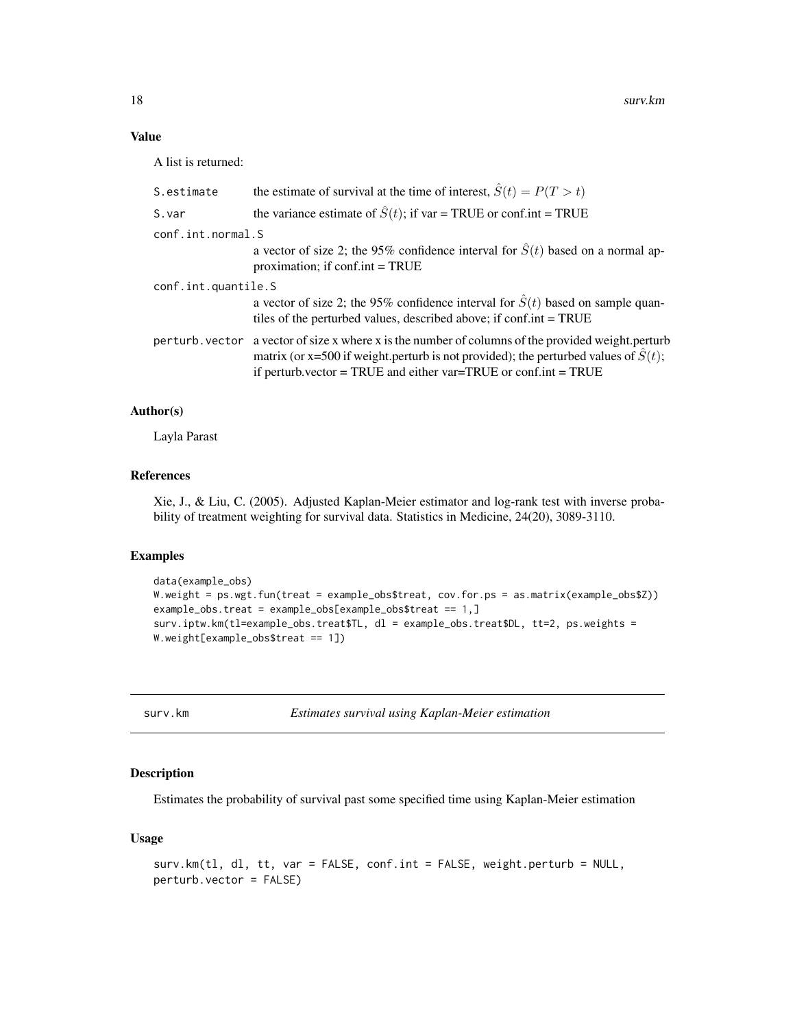## Value

A list is returned:

- **S.estimate** the estimate of survival at the time of interest, $\hat{S}(t) = P(T > t)$
- **S.var** the variance estimate of $\hat{S}(t)$; if var = TRUE or conf.int = TRUE
- **conf.int.normal.S** a vector of size 2; the 95% confidence interval for $\hat{S}(t)$ based on a normal approximation; if conf.int = TRUE
- **conf.int.quantile.S** a vector of size 2; the 95% confidence interval for $\hat{S}(t)$ based on sample quantiles of the perturbed values, described above; if conf.int = TRUE
- **perturb.vector** a vector of size x where x is the number of columns of the provided weight.perturb matrix (or x=500 if weight.perturb is not provided); the perturbed values of $\hat{S}(t)$; if perturb.vector = TRUE and either var=TRUE or conf.int = TRUE

## Author(s)

Layla Parast

## References

Xie, J., & Liu, C. (2005). Adjusted Kaplan-Meier estimator and log-rank test with inverse probability of treatment weighting for survival data. Statistics in Medicine, 24(20), 3089-3110.

## Examples

```
data(example_obs)
W.weight = ps.wgt.fun(treat = example_obs$treat, cov.for.ps = as.matrix(example_obs$Z))
example_obs.treat = example_obs[example_obs$treat == 1,]
surv.iptw.km(tl=example_obs.treat$TL, dl = example_obs.treat$DL, tt=2, ps.weights =
W.weight[example_obs$treat == 1])
```

---

# surv.km *Estimates survival using Kaplan-Meier estimation*

## Description

Estimates the probability of survival past some specified time using Kaplan-Meier estimation

## Usage

```
surv.km(tl, dl, tt, var = FALSE, conf.int = FALSE, weight.perturb = NULL,
perturb.vector = FALSE)
```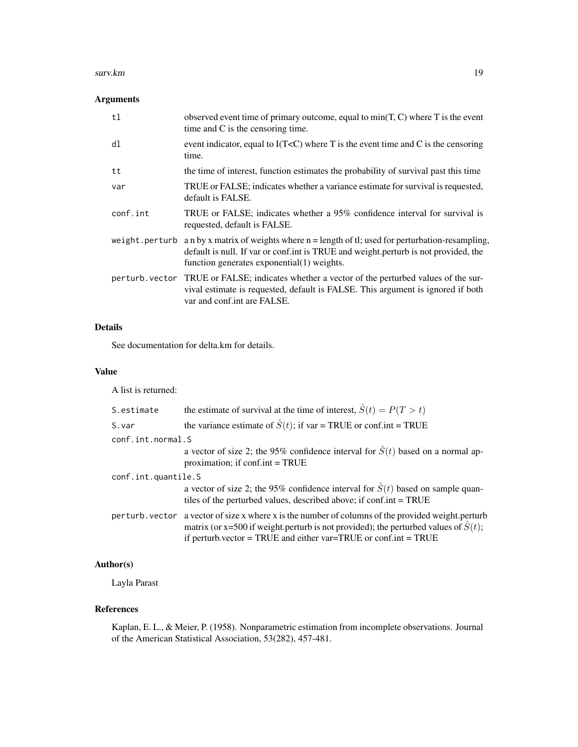### Arguments

| | |
|---|---|
| `tl` | observed event time of primary outcome, equal to min(T, C) where T is the event time and C is the censoring time. |
| `dl` | event indicator, equal to I(T<C) where T is the event time and C is the censoring time. |
| `tt` | the time of interest, function estimates the probability of survival past this time |
| `var` | TRUE or FALSE; indicates whether a variance estimate for survival is requested, default is FALSE. |
| `conf.int` | TRUE or FALSE; indicates whether a 95% confidence interval for survival is requested, default is FALSE. |
| `weight.perturb` | a n by x matrix of weights where n = length of tl; used for perturbation-resampling, default is null. If var or conf.int is TRUE and weight.perturb is not provided, the function generates exponential(1) weights. |
| `perturb.vector` | TRUE or FALSE; indicates whether a vector of the perturbed values of the survival estimate is requested, default is FALSE. This argument is ignored if both var and conf.int are FALSE. |

### Details

See documentation for delta.km for details.

### Value

A list is returned:

| | |
|---|---|
| `S.estimate` | the estimate of survival at the time of interest, $\hat{S}(t) = P(T > t)$ |
| `S.var` | the variance estimate of $\hat{S}(t)$; if var = TRUE or conf.int = TRUE |
| `conf.int.normal.S` | a vector of size 2; the 95% confidence interval for $\hat{S}(t)$ based on a normal approximation; if conf.int = TRUE |
| `conf.int.quantile.S` | a vector of size 2; the 95% confidence interval for $\hat{S}(t)$ based on sample quantiles of the perturbed values, described above; if conf.int = TRUE |
| `perturb.vector` | a vector of size x where x is the number of columns of the provided weight.perturb matrix (or x=500 if weight.perturb is not provided); the perturbed values of $\hat{S}(t)$; if perturb.vector = TRUE and either var=TRUE or conf.int = TRUE |

### Author(s)

Layla Parast

### References

Kaplan, E. L., & Meier, P. (1958). Nonparametric estimation from incomplete observations. Journal of the American Statistical Association, 53(282), 457-481.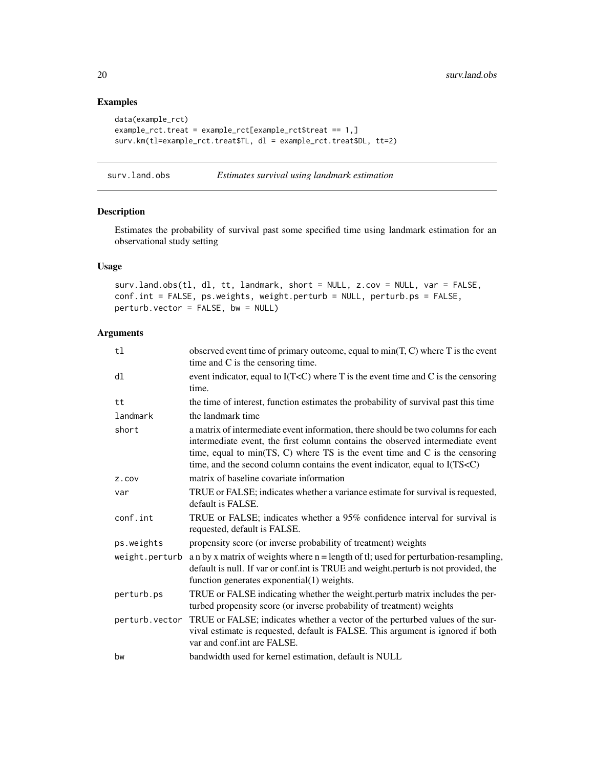## Examples

```
data(example_rct)
example_rct.treat = example_rct[example_rct$treat == 1,]
surv.km(tl=example_rct.treat$TL, dl = example_rct.treat$DL, tt=2)
```

---

surv.land.obs — *Estimates survival using landmark estimation*

---

## Description

Estimates the probability of survival past some specified time using landmark estimation for an observational study setting

## Usage

```
surv.land.obs(tl, dl, tt, landmark, short = NULL, z.cov = NULL, var = FALSE,
conf.int = FALSE, ps.weights, weight.perturb = NULL, perturb.ps = FALSE,
perturb.vector = FALSE, bw = NULL)
```

## Arguments

| | |
|---|---|
| tl | observed event time of primary outcome, equal to min(T, C) where T is the event time and C is the censoring time. |
| dl | event indicator, equal to I(T<C) where T is the event time and C is the censoring time. |
| tt | the time of interest, function estimates the probability of survival past this time |
| landmark | the landmark time |
| short | a matrix of intermediate event information, there should be two columns for each intermediate event, the first column contains the observed intermediate event time, equal to min(TS, C) where TS is the event time and C is the censoring time, and the second column contains the event indicator, equal to I(TS<C) |
| z.cov | matrix of baseline covariate information |
| var | TRUE or FALSE; indicates whether a variance estimate for survival is requested, default is FALSE. |
| conf.int | TRUE or FALSE; indicates whether a 95% confidence interval for survival is requested, default is FALSE. |
| ps.weights | propensity score (or inverse probability of treatment) weights |
| weight.perturb | a n by x matrix of weights where n = length of tl; used for perturbation-resampling, default is null. If var or conf.int is TRUE and weight.perturb is not provided, the function generates exponential(1) weights. |
| perturb.ps | TRUE or FALSE indicating whether the weight.perturb matrix includes the perturbed propensity score (or inverse probability of treatment) weights |
| perturb.vector | TRUE or FALSE; indicates whether a vector of the perturbed values of the survival estimate is requested, default is FALSE. This argument is ignored if both var and conf.int are FALSE. |
| bw | bandwidth used for kernel estimation, default is NULL |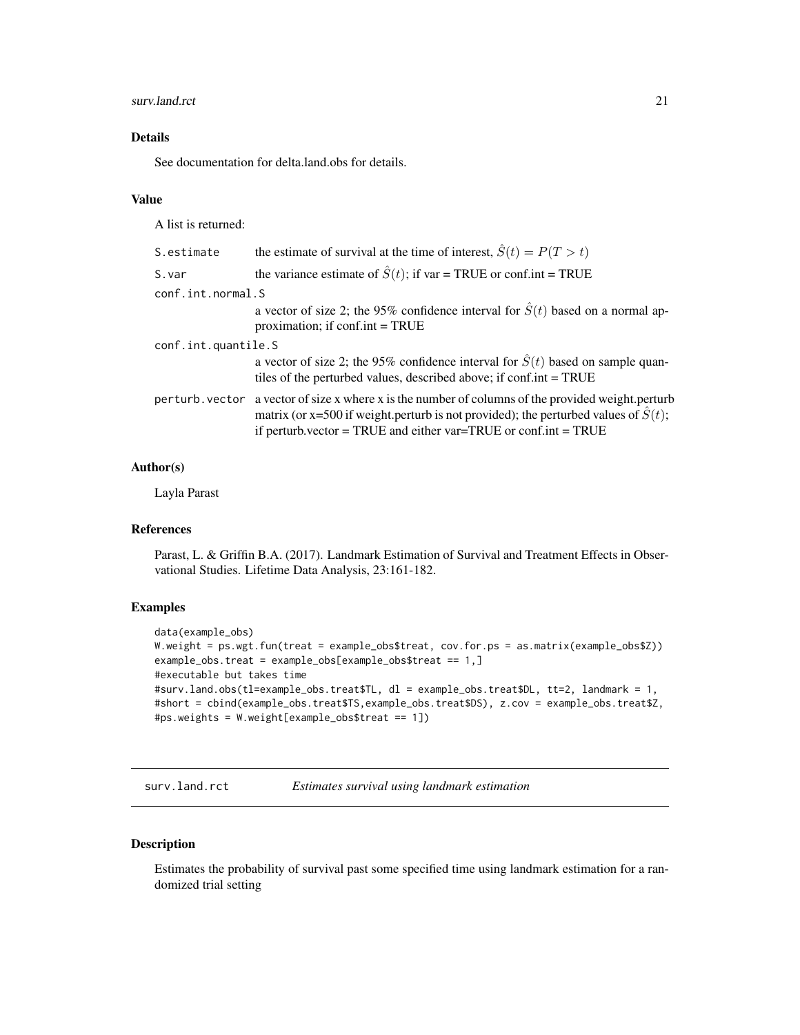### Details

See documentation for delta.land.obs for details.

### Value

A list is returned:

- `S.estimate` — the estimate of survival at the time of interest, $\hat{S}(t) = P(T > t)$
- `S.var` — the variance estimate of $\hat{S}(t)$; if var = TRUE or conf.int = TRUE
- `conf.int.normal.S` — a vector of size 2; the 95% confidence interval for $\hat{S}(t)$ based on a normal approximation; if conf.int = TRUE
- `conf.int.quantile.S` — a vector of size 2; the 95% confidence interval for $\hat{S}(t)$ based on sample quantiles of the perturbed values, described above; if conf.int = TRUE
- `perturb.vector` — a vector of size x where x is the number of columns of the provided weight.perturb matrix (or x=500 if weight.perturb is not provided); the perturbed values of $\hat{S}(t)$; if perturb.vector = TRUE and either var=TRUE or conf.int = TRUE

### Author(s)

Layla Parast

### References

Parast, L. & Griffin B.A. (2017). Landmark Estimation of Survival and Treatment Effects in Observational Studies. Lifetime Data Analysis, 23:161-182.

### Examples

```
data(example_obs)
W.weight = ps.wgt.fun(treat = example_obs$treat, cov.for.ps = as.matrix(example_obs$Z))
example_obs.treat = example_obs[example_obs$treat == 1,]
#executable but takes time
#surv.land.obs(tl=example_obs.treat$TL, dl = example_obs.treat$DL, tt=2, landmark = 1,
#short = cbind(example_obs.treat$TS,example_obs.treat$DS), z.cov = example_obs.treat$Z,
#ps.weights = W.weight[example_obs$treat == 1])
```

---

## surv.land.rct — *Estimates survival using landmark estimation*

### Description

Estimates the probability of survival past some specified time using landmark estimation for a randomized trial setting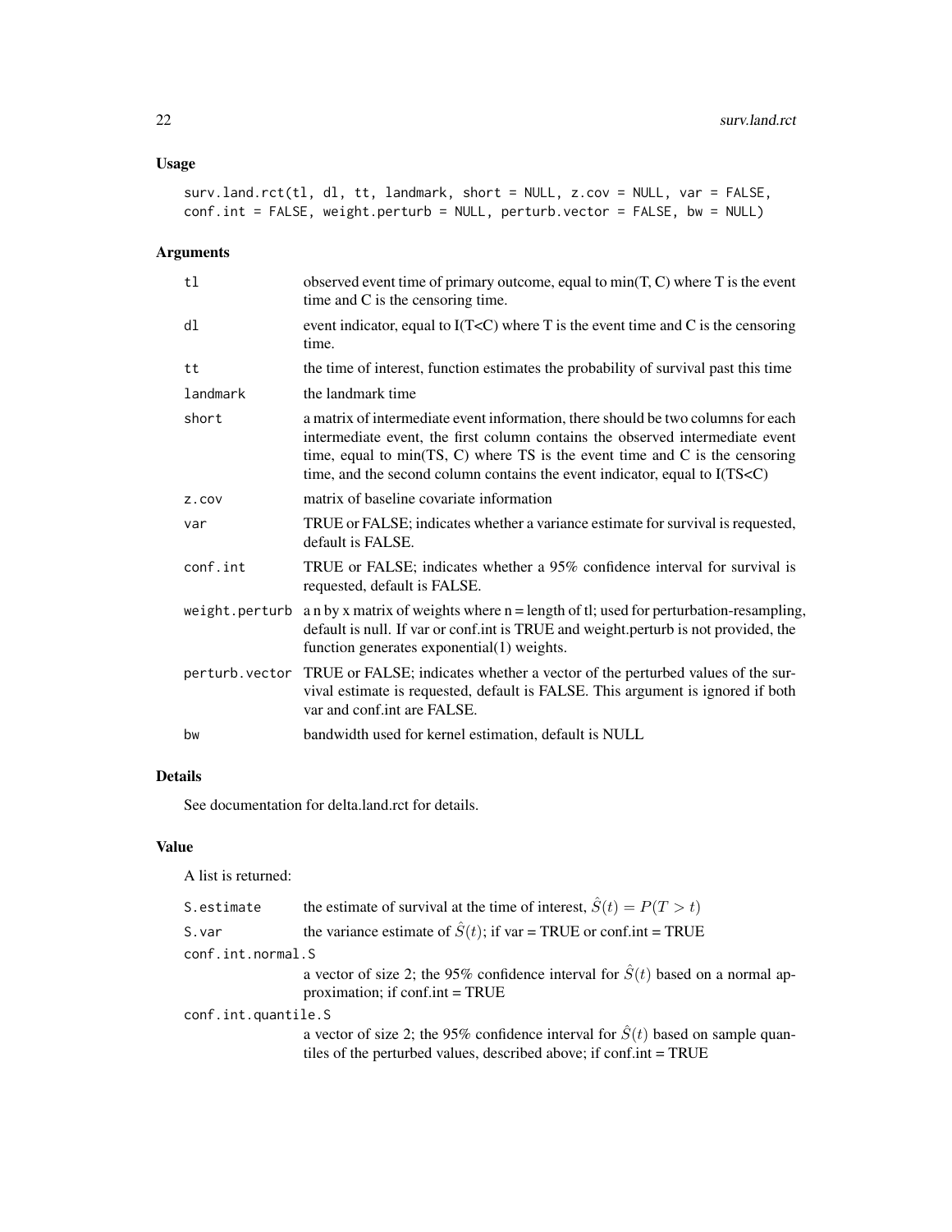## Usage

```
surv.land.rct(tl, dl, tt, landmark, short = NULL, z.cov = NULL, var = FALSE,
conf.int = FALSE, weight.perturb = NULL, perturb.vector = FALSE, bw = NULL)
```

## Arguments

| | |
|---|---|
| `tl` | observed event time of primary outcome, equal to min(T, C) where T is the event time and C is the censoring time. |
| `dl` | event indicator, equal to I(T<C) where T is the event time and C is the censoring time. |
| `tt` | the time of interest, function estimates the probability of survival past this time |
| `landmark` | the landmark time |
| `short` | a matrix of intermediate event information, there should be two columns for each intermediate event, the first column contains the observed intermediate event time, equal to min(TS, C) where TS is the event time and C is the censoring time, and the second column contains the event indicator, equal to I(TS<C) |
| `z.cov` | matrix of baseline covariate information |
| `var` | TRUE or FALSE; indicates whether a variance estimate for survival is requested, default is FALSE. |
| `conf.int` | TRUE or FALSE; indicates whether a 95% confidence interval for survival is requested, default is FALSE. |
| `weight.perturb` | a n by x matrix of weights where n = length of tl; used for perturbation-resampling, default is null. If var or conf.int is TRUE and weight.perturb is not provided, the function generates exponential(1) weights. |
| `perturb.vector` | TRUE or FALSE; indicates whether a vector of the perturbed values of the survival estimate is requested, default is FALSE. This argument is ignored if both var and conf.int are FALSE. |
| `bw` | bandwidth used for kernel estimation, default is NULL |

## Details

See documentation for delta.land.rct for details.

## Value

A list is returned:

| | |
|---|---|
| `S.estimate` | the estimate of survival at the time of interest, $\hat{S}(t) = P(T > t)$ |
| `S.var` | the variance estimate of $\hat{S}(t)$; if var = TRUE or conf.int = TRUE |
| `conf.int.normal.S` | a vector of size 2; the 95% confidence interval for $\hat{S}(t)$ based on a normal approximation; if conf.int = TRUE |
| `conf.int.quantile.S` | a vector of size 2; the 95% confidence interval for $\hat{S}(t)$ based on sample quantiles of the perturbed values, described above; if conf.int = TRUE |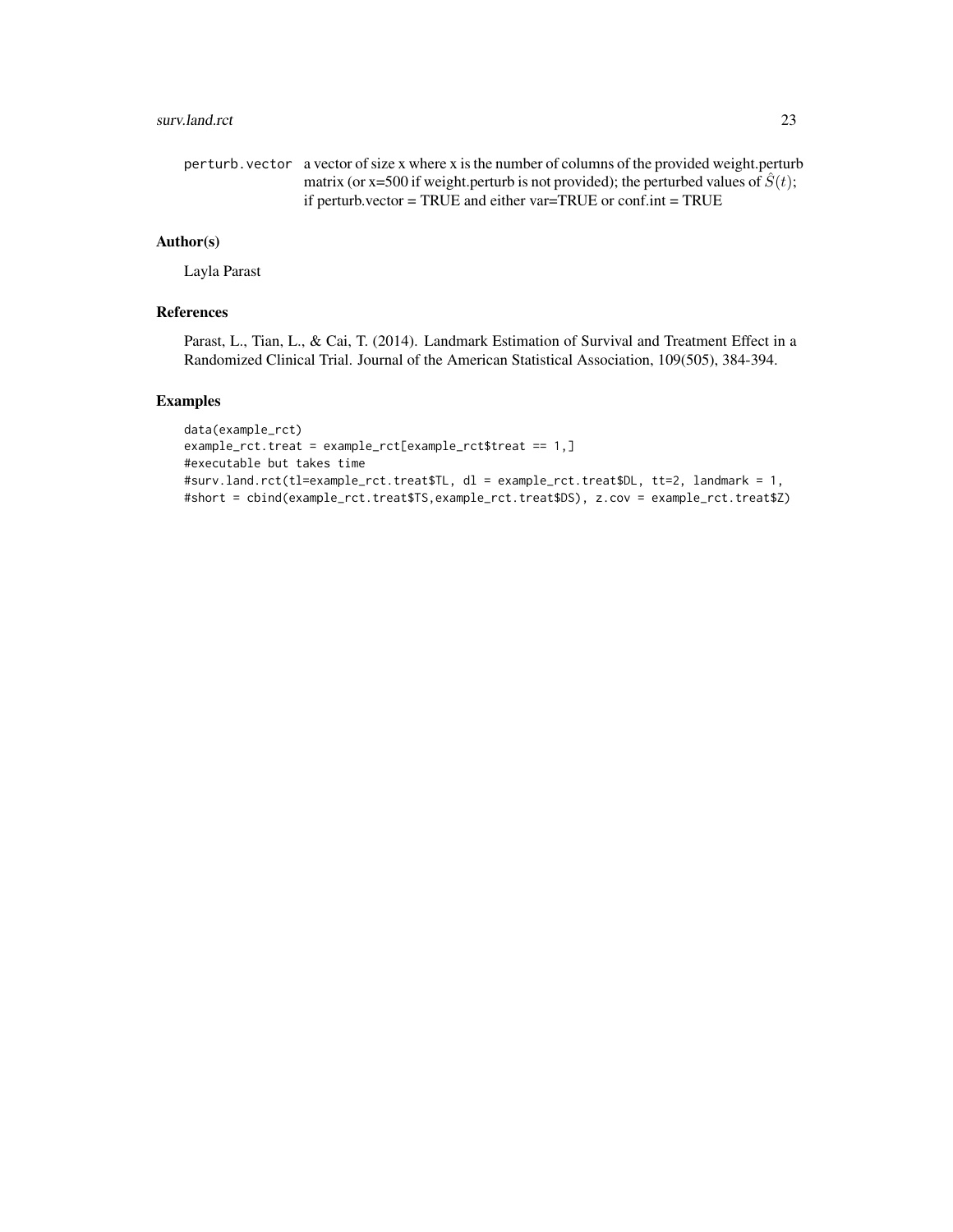perturb.vector
: a vector of size x where x is the number of columns of the provided weight.perturb matrix (or x=500 if weight.perturb is not provided); the perturbed values of $\hat{S}(t)$; if perturb.vector = TRUE and either var=TRUE or conf.int = TRUE

## Author(s)

Layla Parast

## References

Parast, L., Tian, L., & Cai, T. (2014). Landmark Estimation of Survival and Treatment Effect in a Randomized Clinical Trial. Journal of the American Statistical Association, 109(505), 384-394.

## Examples

```
data(example_rct)
example_rct.treat = example_rct[example_rct$treat == 1,]
#executable but takes time
#surv.land.rct(tl=example_rct.treat$TL, dl = example_rct.treat$DL, tt=2, landmark = 1,
#short = cbind(example_rct.treat$TS,example_rct.treat$DS), z.cov = example_rct.treat$Z)
```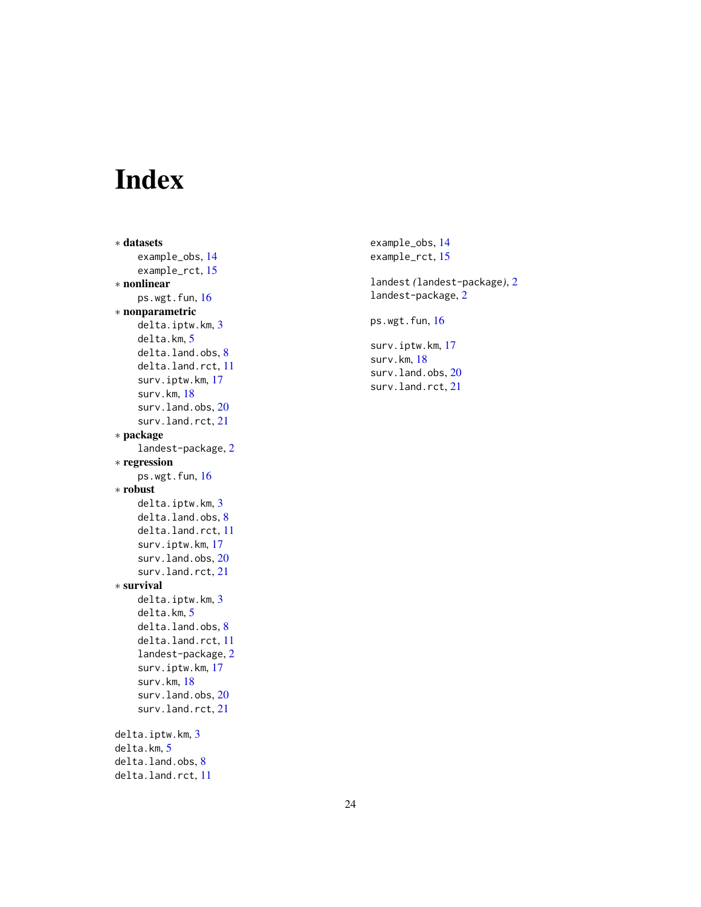# Index

* **datasets**
  - example_obs, 14
  - example_rct, 15
* **nonlinear**
  - ps.wgt.fun, 16
* **nonparametric**
  - delta.iptw.km, 3
  - delta.km, 5
  - delta.land.obs, 8
  - delta.land.rct, 11
  - surv.iptw.km, 17
  - surv.km, 18
  - surv.land.obs, 20
  - surv.land.rct, 21
* **package**
  - landest-package, 2
* **regression**
  - ps.wgt.fun, 16
* **robust**
  - delta.iptw.km, 3
  - delta.land.obs, 8
  - delta.land.rct, 11
  - surv.iptw.km, 17
  - surv.land.obs, 20
  - surv.land.rct, 21
* **survival**
  - delta.iptw.km, 3
  - delta.km, 5
  - delta.land.obs, 8
  - delta.land.rct, 11
  - landest-package, 2
  - surv.iptw.km, 17
  - surv.km, 18
  - surv.land.obs, 20
  - surv.land.rct, 21

delta.iptw.km, 3
delta.km, 5
delta.land.obs, 8
delta.land.rct, 11

example_obs, 14
example_rct, 15

landest (landest-package), 2
landest-package, 2

ps.wgt.fun, 16

surv.iptw.km, 17
surv.km, 18
surv.land.obs, 20
surv.land.rct, 21